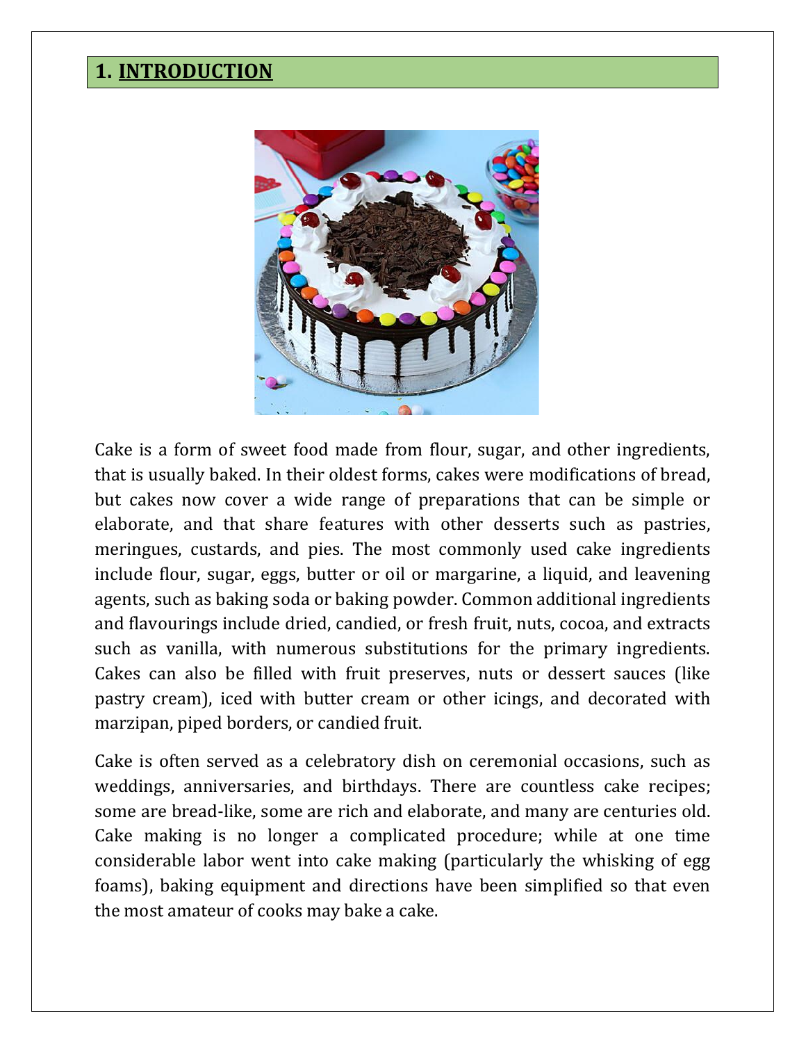# 1. INTRODUCTION

Cake is a form of sweet food made from flour, sugar, and other ingredients, that is usually baked. In their oldest forms, cakes were modifications of bread, but cakes now cover a wide range of preparations that can be simple or elaborate, and that share features with other desserts such as pastries, meringues, custards, and pies. The most commonly used cake ingredients include flour, sugar, eggs, butter or oil or margarine, a liquid, and leavening agents, such as baking soda or baking powder. Common additional ingredients and flavourings include dried, candied, or fresh fruit, nuts, cocoa, and extracts such as vanilla, with numerous substitutions for the primary ingredients. Cakes can also be filled with fruit preserves, nuts or dessert sauces (like pastry cream), iced with butter cream or other icings, and decorated with marzipan, piped borders, or candied fruit.

Cake is often served as a celebratory dish on ceremonial occasions, such as weddings, anniversaries, and birthdays. There are countless cake recipes; some are bread-like, some are rich and elaborate, and many are centuries old. Cake making is no longer a complicated procedure; while at one time considerable labor went into cake making (particularly the whisking of egg foams), baking equipment and directions have been simplified so that even the most amateur of cooks may bake a cake.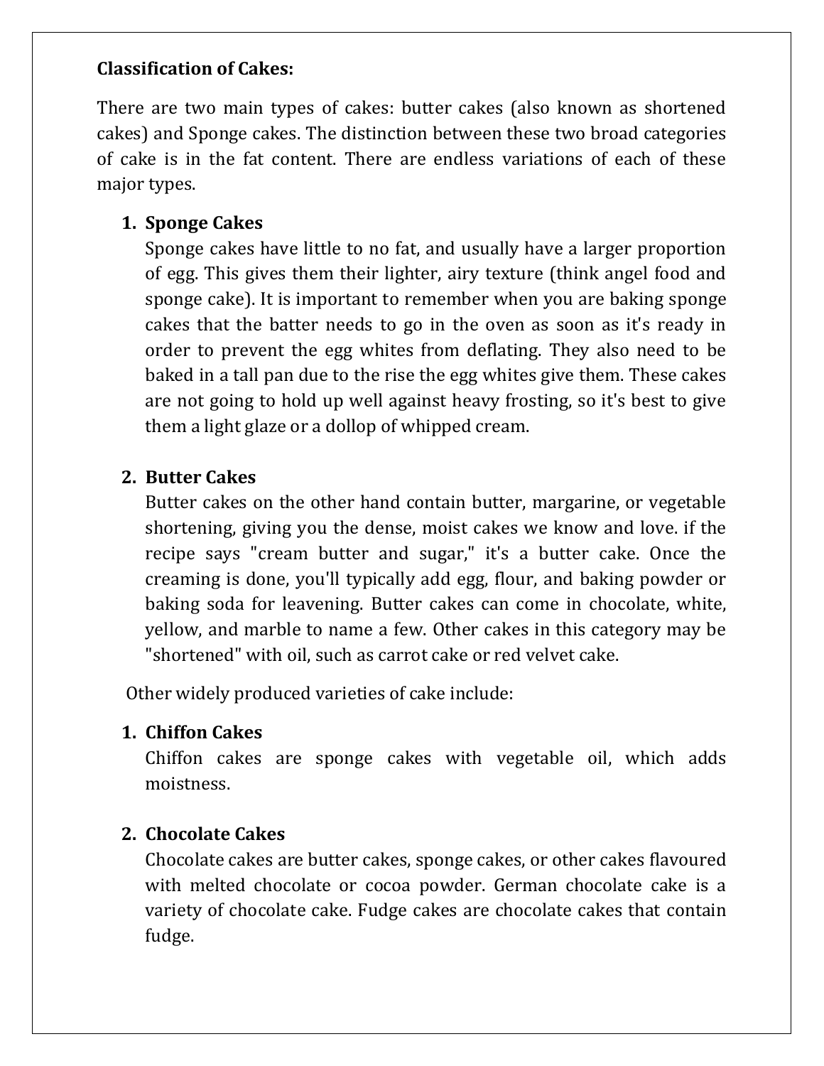**Classification of Cakes:**

There are two main types of cakes: butter cakes (also known as shortened cakes) and Sponge cakes. The distinction between these two broad categories of cake is in the fat content. There are endless variations of each of these major types.

1. **Sponge Cakes**
   Sponge cakes have little to no fat, and usually have a larger proportion of egg. This gives them their lighter, airy texture (think angel food and sponge cake). It is important to remember when you are baking sponge cakes that the batter needs to go in the oven as soon as it's ready in order to prevent the egg whites from deflating. They also need to be baked in a tall pan due to the rise the egg whites give them. These cakes are not going to hold up well against heavy frosting, so it's best to give them a light glaze or a dollop of whipped cream.

2. **Butter Cakes**
   Butter cakes on the other hand contain butter, margarine, or vegetable shortening, giving you the dense, moist cakes we know and love. if the recipe says "cream butter and sugar," it's a butter cake. Once the creaming is done, you'll typically add egg, flour, and baking powder or baking soda for leavening. Butter cakes can come in chocolate, white, yellow, and marble to name a few. Other cakes in this category may be "shortened" with oil, such as carrot cake or red velvet cake.

Other widely produced varieties of cake include:

1. **Chiffon Cakes**
   Chiffon cakes are sponge cakes with vegetable oil, which adds moistness.

2. **Chocolate Cakes**
   Chocolate cakes are butter cakes, sponge cakes, or other cakes flavoured with melted chocolate or cocoa powder. German chocolate cake is a variety of chocolate cake. Fudge cakes are chocolate cakes that contain fudge.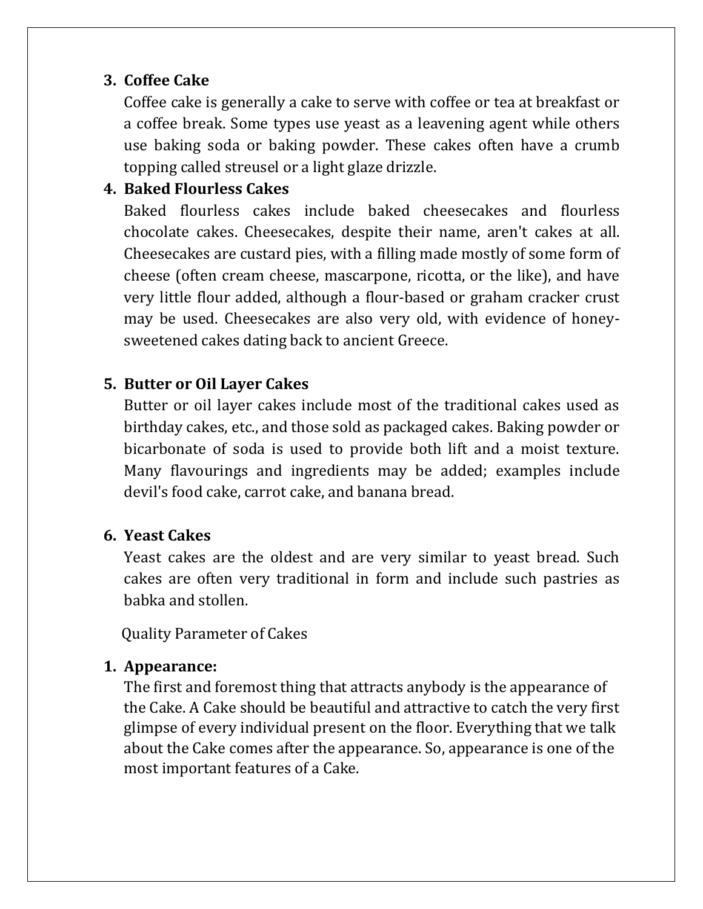3. **Coffee Cake**

   Coffee cake is generally a cake to serve with coffee or tea at breakfast or a coffee break. Some types use yeast as a leavening agent while others use baking soda or baking powder. These cakes often have a crumb topping called streusel or a light glaze drizzle.

4. **Baked Flourless Cakes**

   Baked flourless cakes include baked cheesecakes and flourless chocolate cakes. Cheesecakes, despite their name, aren't cakes at all. Cheesecakes are custard pies, with a filling made mostly of some form of cheese (often cream cheese, mascarpone, ricotta, or the like), and have very little flour added, although a flour-based or graham cracker crust may be used. Cheesecakes are also very old, with evidence of honey-sweetened cakes dating back to ancient Greece.

5. **Butter or Oil Layer Cakes**

   Butter or oil layer cakes include most of the traditional cakes used as birthday cakes, etc., and those sold as packaged cakes. Baking powder or bicarbonate of soda is used to provide both lift and a moist texture. Many flavourings and ingredients may be added; examples include devil's food cake, carrot cake, and banana bread.

6. **Yeast Cakes**

   Yeast cakes are the oldest and are very similar to yeast bread. Such cakes are often very traditional in form and include such pastries as babka and stollen.

Quality Parameter of Cakes

1. **Appearance:**

   The first and foremost thing that attracts anybody is the appearance of the Cake. A Cake should be beautiful and attractive to catch the very first glimpse of every individual present on the floor. Everything that we talk about the Cake comes after the appearance. So, appearance is one of the most important features of a Cake.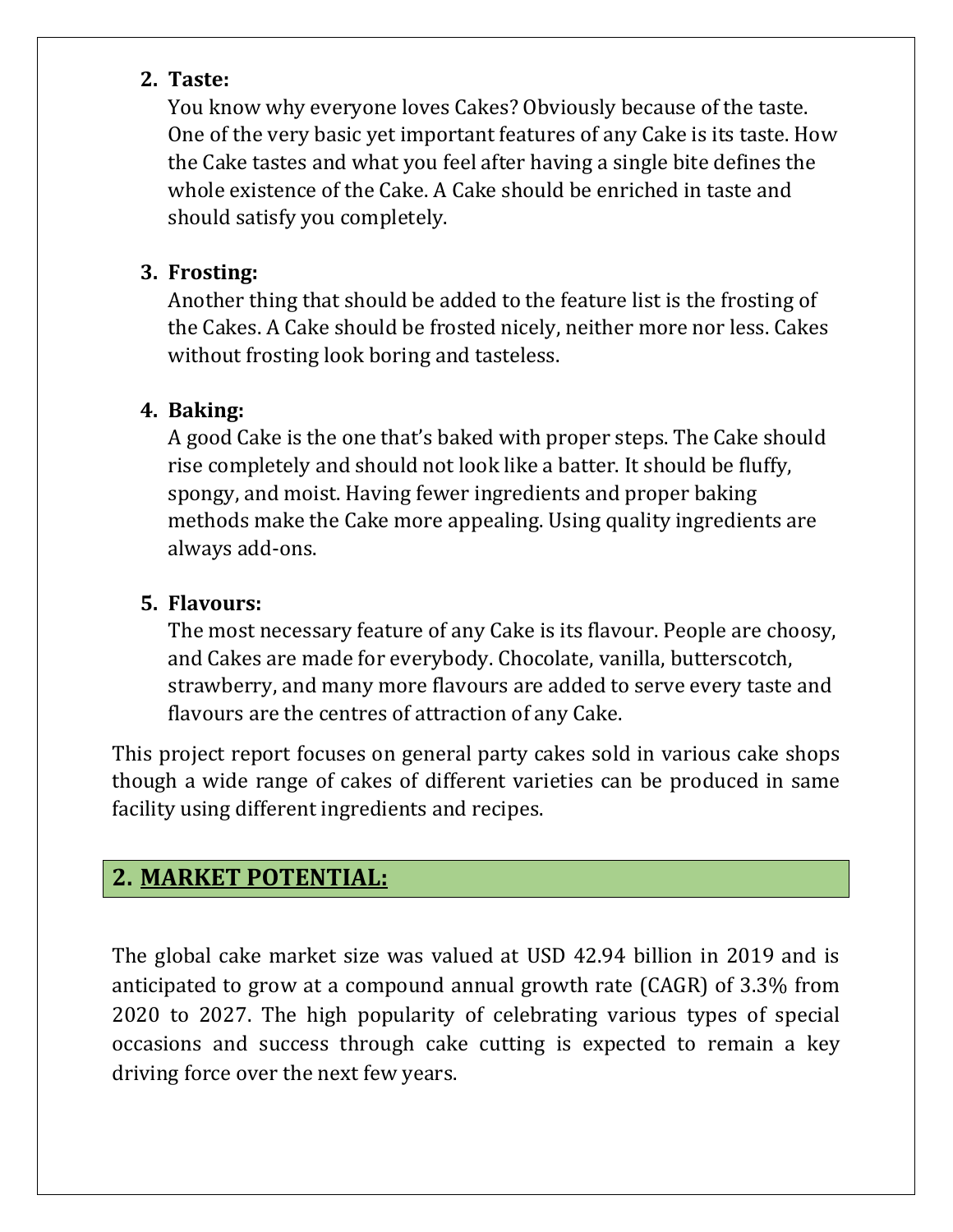2. **Taste:**
   You know why everyone loves Cakes? Obviously because of the taste. One of the very basic yet important features of any Cake is its taste. How the Cake tastes and what you feel after having a single bite defines the whole existence of the Cake. A Cake should be enriched in taste and should satisfy you completely.

3. **Frosting:**
   Another thing that should be added to the feature list is the frosting of the Cakes. A Cake should be frosted nicely, neither more nor less. Cakes without frosting look boring and tasteless.

4. **Baking:**
   A good Cake is the one that's baked with proper steps. The Cake should rise completely and should not look like a batter. It should be fluffy, spongy, and moist. Having fewer ingredients and proper baking methods make the Cake more appealing. Using quality ingredients are always add-ons.

5. **Flavours:**
   The most necessary feature of any Cake is its flavour. People are choosy, and Cakes are made for everybody. Chocolate, vanilla, butterscotch, strawberry, and many more flavours are added to serve every taste and flavours are the centres of attraction of any Cake.

This project report focuses on general party cakes sold in various cake shops though a wide range of cakes of different varieties can be produced in same facility using different ingredients and recipes.

## 2. MARKET POTENTIAL:

The global cake market size was valued at USD 42.94 billion in 2019 and is anticipated to grow at a compound annual growth rate (CAGR) of 3.3% from 2020 to 2027. The high popularity of celebrating various types of special occasions and success through cake cutting is expected to remain a key driving force over the next few years.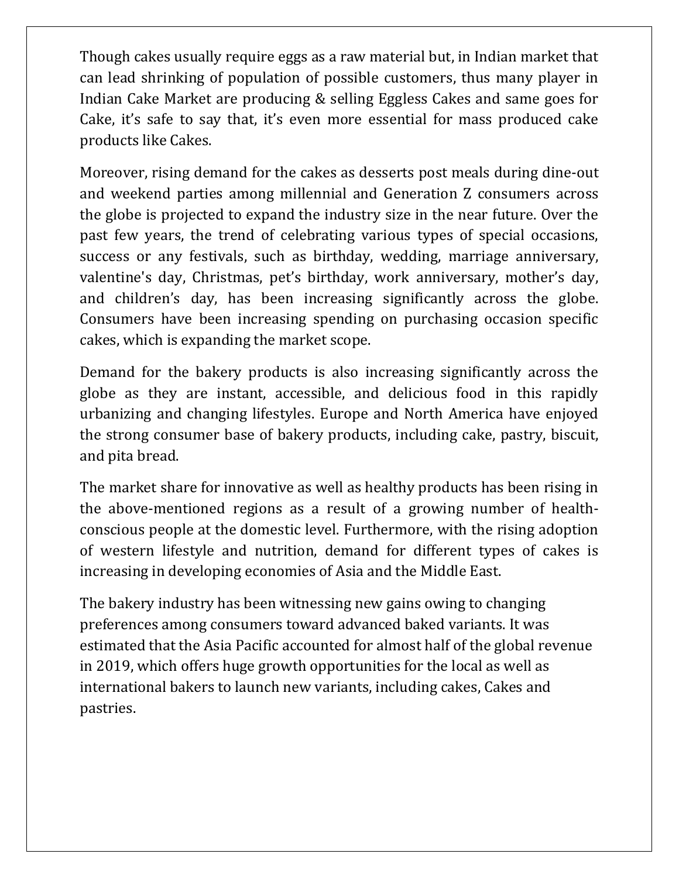Though cakes usually require eggs as a raw material but, in Indian market that can lead shrinking of population of possible customers, thus many player in Indian Cake Market are producing & selling Eggless Cakes and same goes for Cake, it's safe to say that, it's even more essential for mass produced cake products like Cakes.

Moreover, rising demand for the cakes as desserts post meals during dine-out and weekend parties among millennial and Generation Z consumers across the globe is projected to expand the industry size in the near future. Over the past few years, the trend of celebrating various types of special occasions, success or any festivals, such as birthday, wedding, marriage anniversary, valentine's day, Christmas, pet's birthday, work anniversary, mother's day, and children's day, has been increasing significantly across the globe. Consumers have been increasing spending on purchasing occasion specific cakes, which is expanding the market scope.

Demand for the bakery products is also increasing significantly across the globe as they are instant, accessible, and delicious food in this rapidly urbanizing and changing lifestyles. Europe and North America have enjoyed the strong consumer base of bakery products, including cake, pastry, biscuit, and pita bread.

The market share for innovative as well as healthy products has been rising in the above-mentioned regions as a result of a growing number of health-conscious people at the domestic level. Furthermore, with the rising adoption of western lifestyle and nutrition, demand for different types of cakes is increasing in developing economies of Asia and the Middle East.

The bakery industry has been witnessing new gains owing to changing preferences among consumers toward advanced baked variants. It was estimated that the Asia Pacific accounted for almost half of the global revenue in 2019, which offers huge growth opportunities for the local as well as international bakers to launch new variants, including cakes, Cakes and pastries.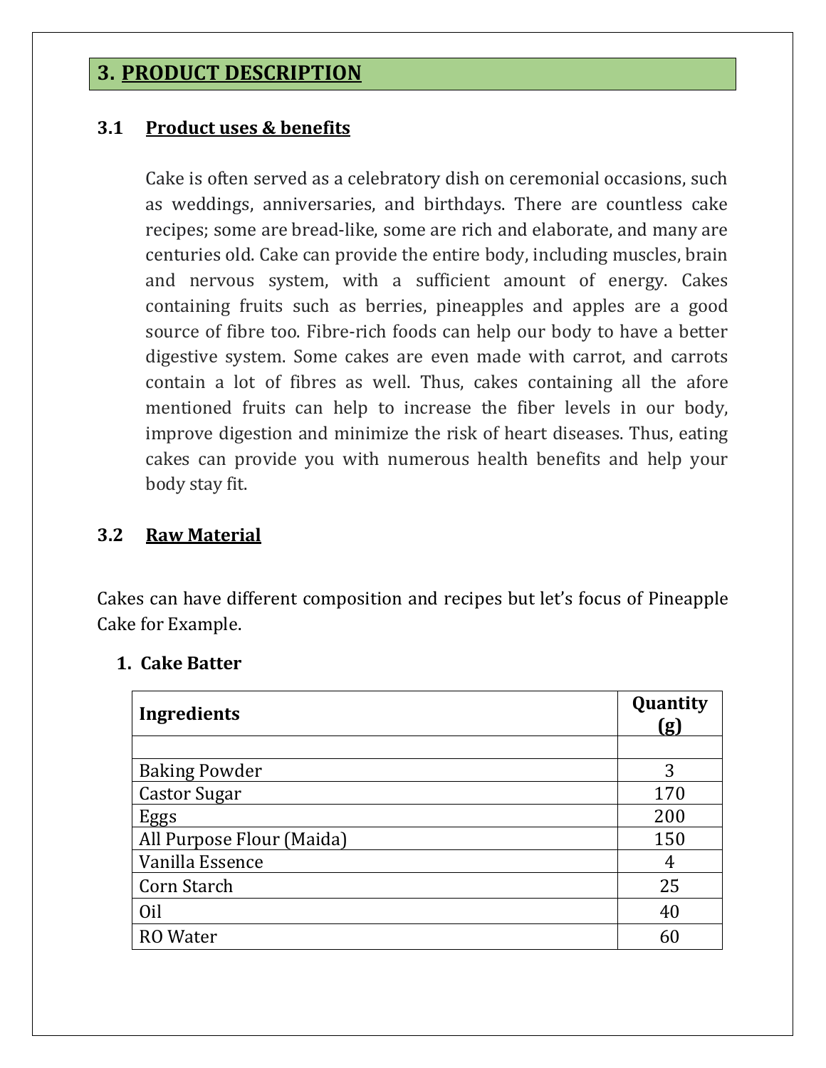## 3. PRODUCT DESCRIPTION

### 3.1 Product uses & benefits

Cake is often served as a celebratory dish on ceremonial occasions, such as weddings, anniversaries, and birthdays. There are countless cake recipes; some are bread-like, some are rich and elaborate, and many are centuries old. Cake can provide the entire body, including muscles, brain and nervous system, with a sufficient amount of energy. Cakes containing fruits such as berries, pineapples and apples are a good source of fibre too. Fibre-rich foods can help our body to have a better digestive system. Some cakes are even made with carrot, and carrots contain a lot of fibres as well. Thus, cakes containing all the afore mentioned fruits can help to increase the fiber levels in our body, improve digestion and minimize the risk of heart diseases. Thus, eating cakes can provide you with numerous health benefits and help your body stay fit.

### 3.2 Raw Material

Cakes can have different composition and recipes but let's focus of Pineapple Cake for Example.

1. **Cake Batter**

| Ingredients | Quantity (g) |
|---|---|
| | |
| Baking Powder | 3 |
| Castor Sugar | 170 |
| Eggs | 200 |
| All Purpose Flour (Maida) | 150 |
| Vanilla Essence | 4 |
| Corn Starch | 25 |
| Oil | 40 |
| RO Water | 60 |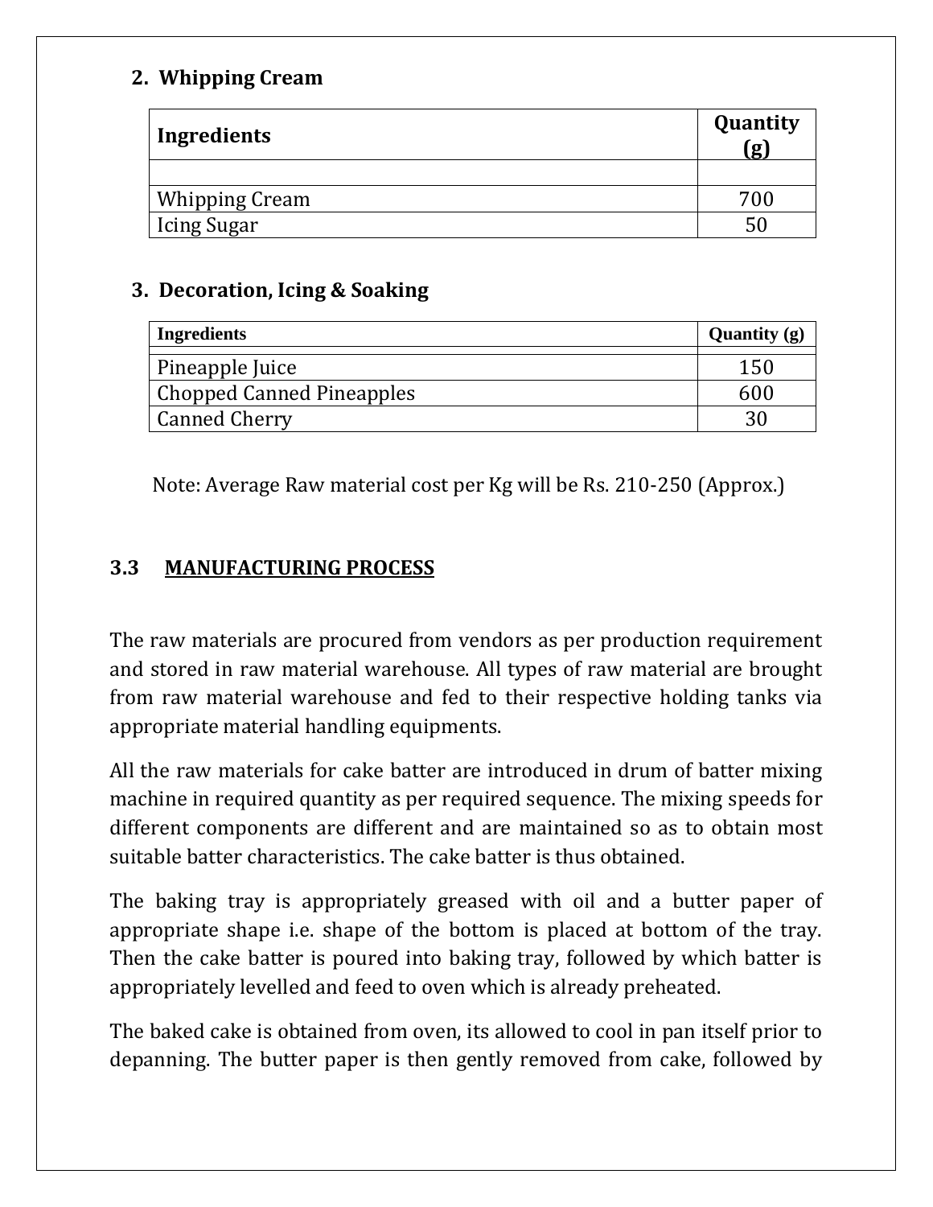### 2. Whipping Cream

| Ingredients | Quantity (g) |
|---|---|
| | |
| Whipping Cream | 700 |
| Icing Sugar | 50 |

### 3. Decoration, Icing & Soaking

| Ingredients | Quantity (g) |
|---|---|
| Pineapple Juice | 150 |
| Chopped Canned Pineapples | 600 |
| Canned Cherry | 30 |

Note: Average Raw material cost per Kg will be Rs. 210-250 (Approx.)

## 3.3 MANUFACTURING PROCESS

The raw materials are procured from vendors as per production requirement and stored in raw material warehouse. All types of raw material are brought from raw material warehouse and fed to their respective holding tanks via appropriate material handling equipments.

All the raw materials for cake batter are introduced in drum of batter mixing machine in required quantity as per required sequence. The mixing speeds for different components are different and are maintained so as to obtain most suitable batter characteristics. The cake batter is thus obtained.

The baking tray is appropriately greased with oil and a butter paper of appropriate shape i.e. shape of the bottom is placed at bottom of the tray. Then the cake batter is poured into baking tray, followed by which batter is appropriately levelled and feed to oven which is already preheated.

The baked cake is obtained from oven, its allowed to cool in pan itself prior to depanning. The butter paper is then gently removed from cake, followed by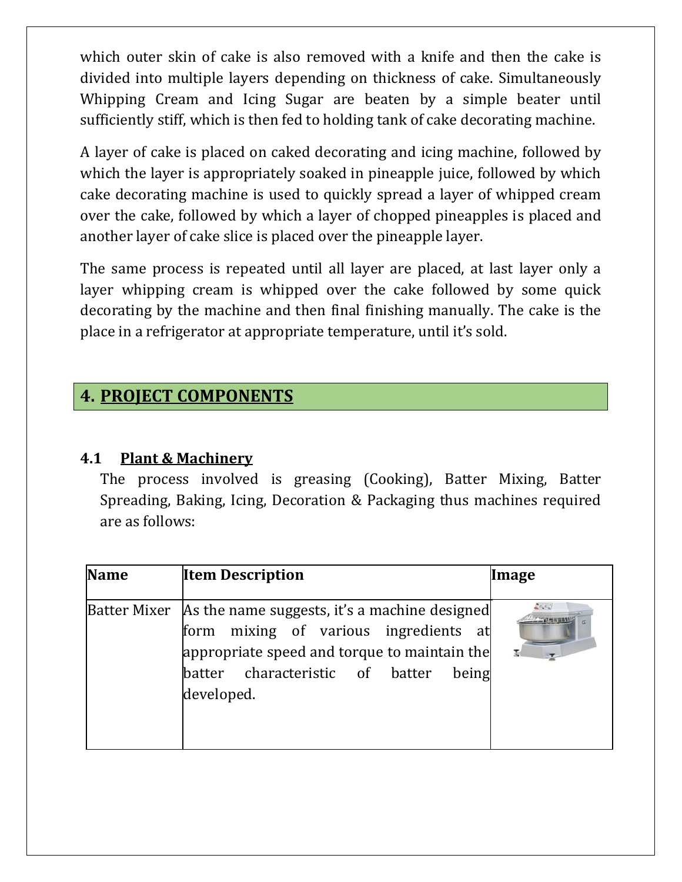which outer skin of cake is also removed with a knife and then the cake is divided into multiple layers depending on thickness of cake. Simultaneously Whipping Cream and Icing Sugar are beaten by a simple beater until sufficiently stiff, which is then fed to holding tank of cake decorating machine.

A layer of cake is placed on caked decorating and icing machine, followed by which the layer is appropriately soaked in pineapple juice, followed by which cake decorating machine is used to quickly spread a layer of whipped cream over the cake, followed by which a layer of chopped pineapples is placed and another layer of cake slice is placed over the pineapple layer.

The same process is repeated until all layer are placed, at last layer only a layer whipping cream is whipped over the cake followed by some quick decorating by the machine and then final finishing manually. The cake is the place in a refrigerator at appropriate temperature, until it's sold.

## 4. PROJECT COMPONENTS

### 4.1 Plant & Machinery

The process involved is greasing (Cooking), Batter Mixing, Batter Spreading, Baking, Icing, Decoration & Packaging thus machines required are as follows:

| Name | Item Description | Image |
|---|---|---|
| Batter Mixer | As the name suggests, it's a machine designed form mixing of various ingredients at appropriate speed and torque to maintain the batter characteristic of batter being developed. | |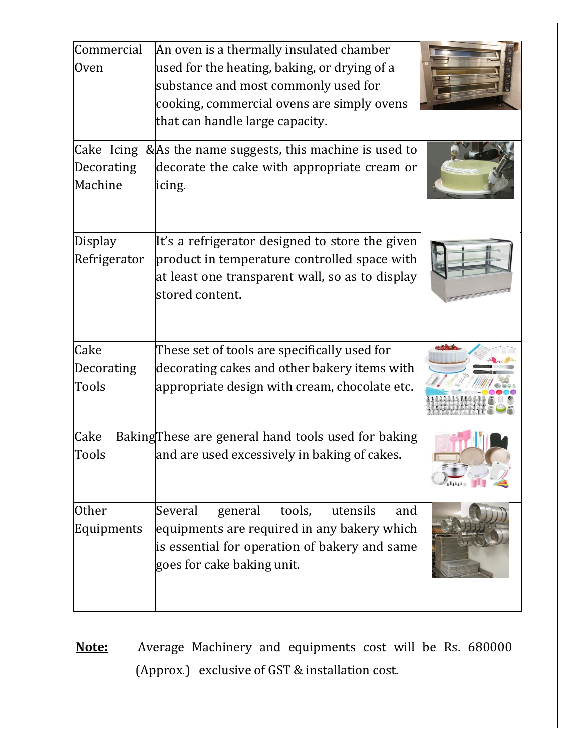| | | |
|---|---|---|
| Commercial Oven | An oven is a thermally insulated chamber used for the heating, baking, or drying of a substance and most commonly used for cooking, commercial ovens are simply ovens that can handle large capacity. | |
| Cake Icing & Decorating Machine | As the name suggests, this machine is used to decorate the cake with appropriate cream or icing. | |
| Display Refrigerator | It's a refrigerator designed to store the given product in temperature controlled space with at least one transparent wall, so as to display stored content. | |
| Cake Decorating Tools | These set of tools are specifically used for decorating cakes and other bakery items with appropriate design with cream, chocolate etc. | |
| Cake Baking Tools | These are general hand tools used for baking and are used excessively in baking of cakes. | |
| Other Equipments | Several general tools, utensils and equipments are required in any bakery which is essential for operation of bakery and same goes for cake baking unit. | |

**Note:** Average Machinery and equipments cost will be Rs. 680000 (Approx.) exclusive of GST & installation cost.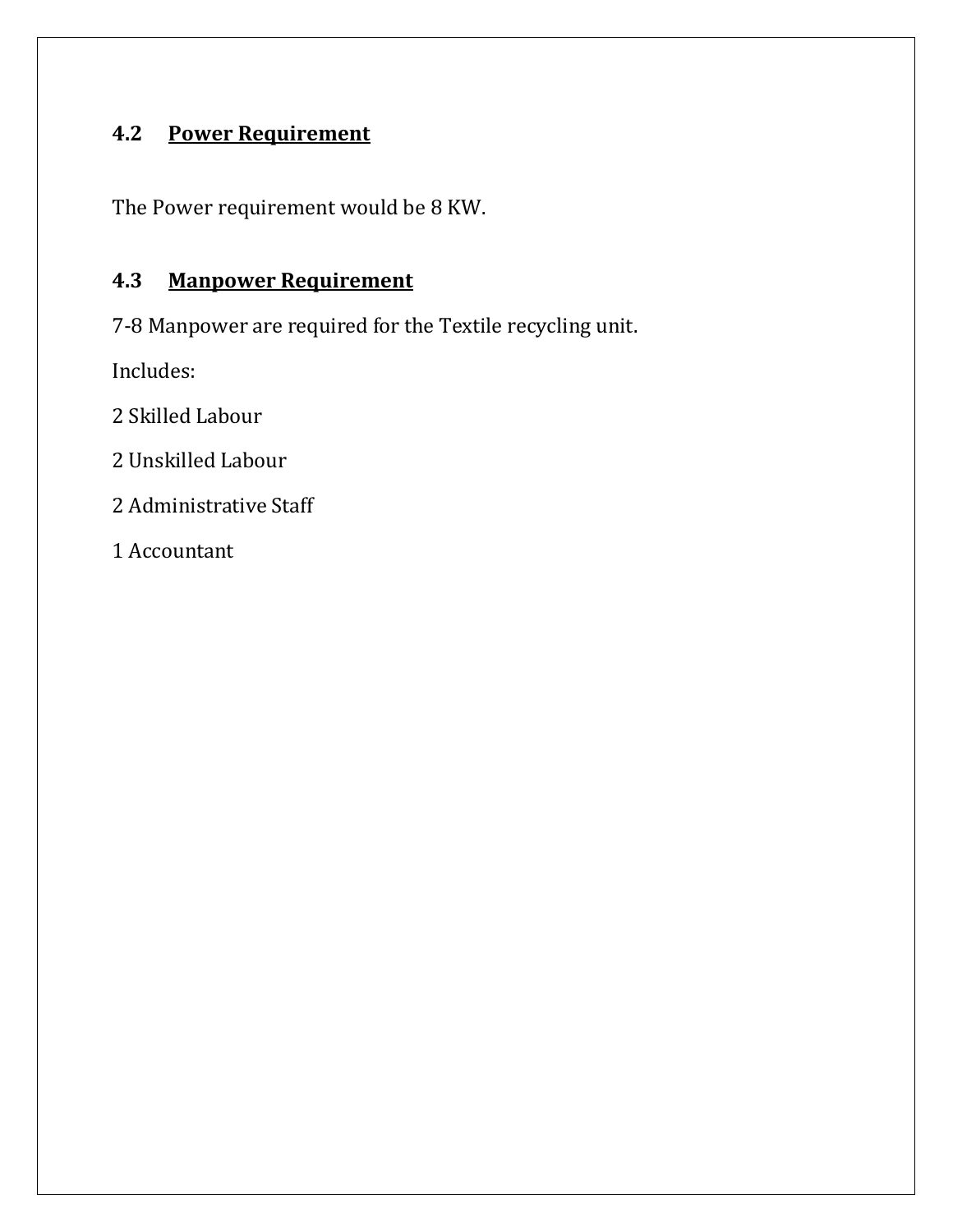### 4.2 <u>Power Requirement</u>

The Power requirement would be 8 KW.

### 4.3 <u>Manpower Requirement</u>

7-8 Manpower are required for the Textile recycling unit.

Includes:

2 Skilled Labour

2 Unskilled Labour

2 Administrative Staff

1 Accountant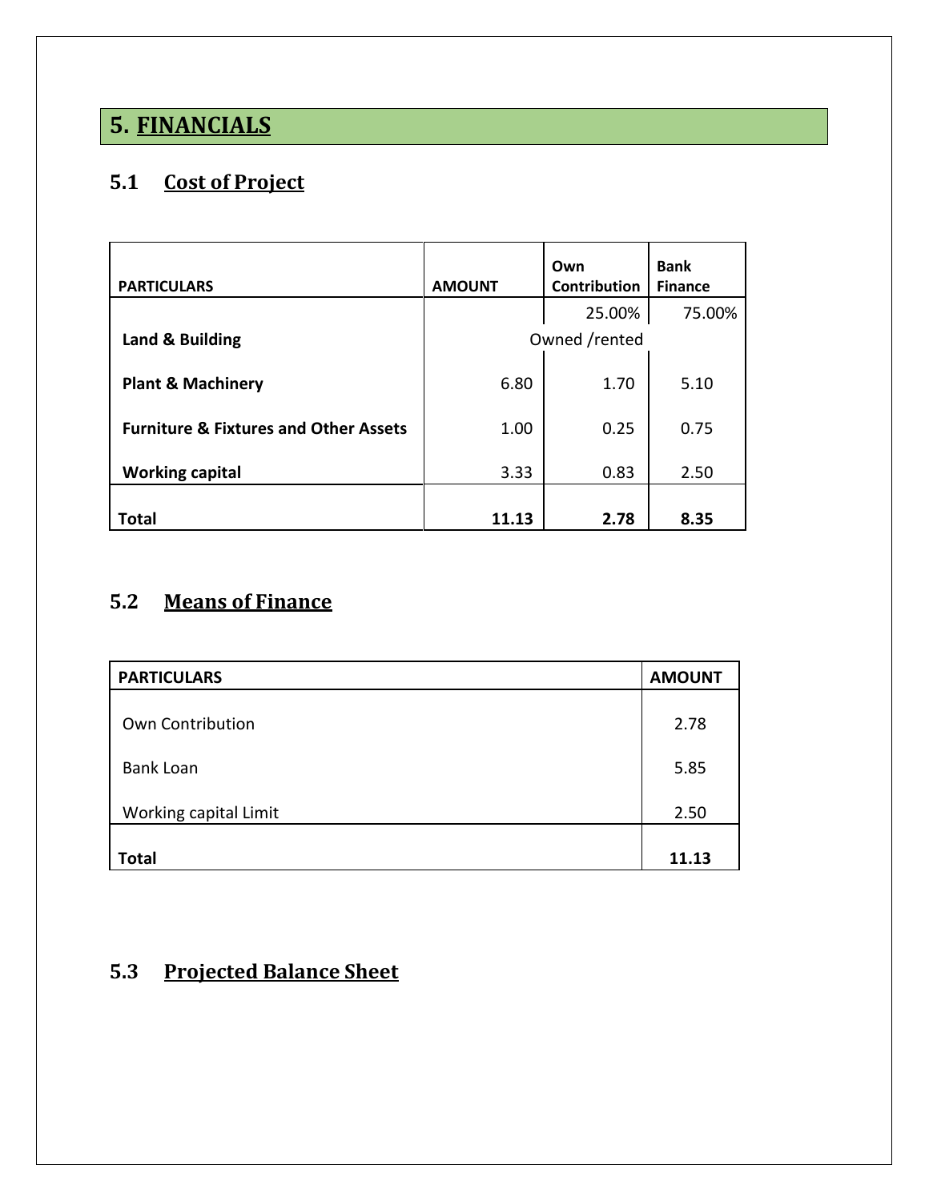# 5. FINANCIALS

## 5.1 Cost of Project

| PARTICULARS | AMOUNT | Own Contribution | Bank Finance |
|---|---|---|---|
| | | 25.00% | 75.00% |
| **Land & Building** | Owned /rented | | |
| **Plant & Machinery** | 6.80 | 1.70 | 5.10 |
| **Furniture & Fixtures and Other Assets** | 1.00 | 0.25 | 0.75 |
| **Working capital** | 3.33 | 0.83 | 2.50 |
| **Total** | **11.13** | **2.78** | **8.35** |

## 5.2 Means of Finance

| PARTICULARS | AMOUNT |
|---|---|
| Own Contribution | 2.78 |
| Bank Loan | 5.85 |
| Working capital Limit | 2.50 |
| **Total** | **11.13** |

## 5.3 Projected Balance Sheet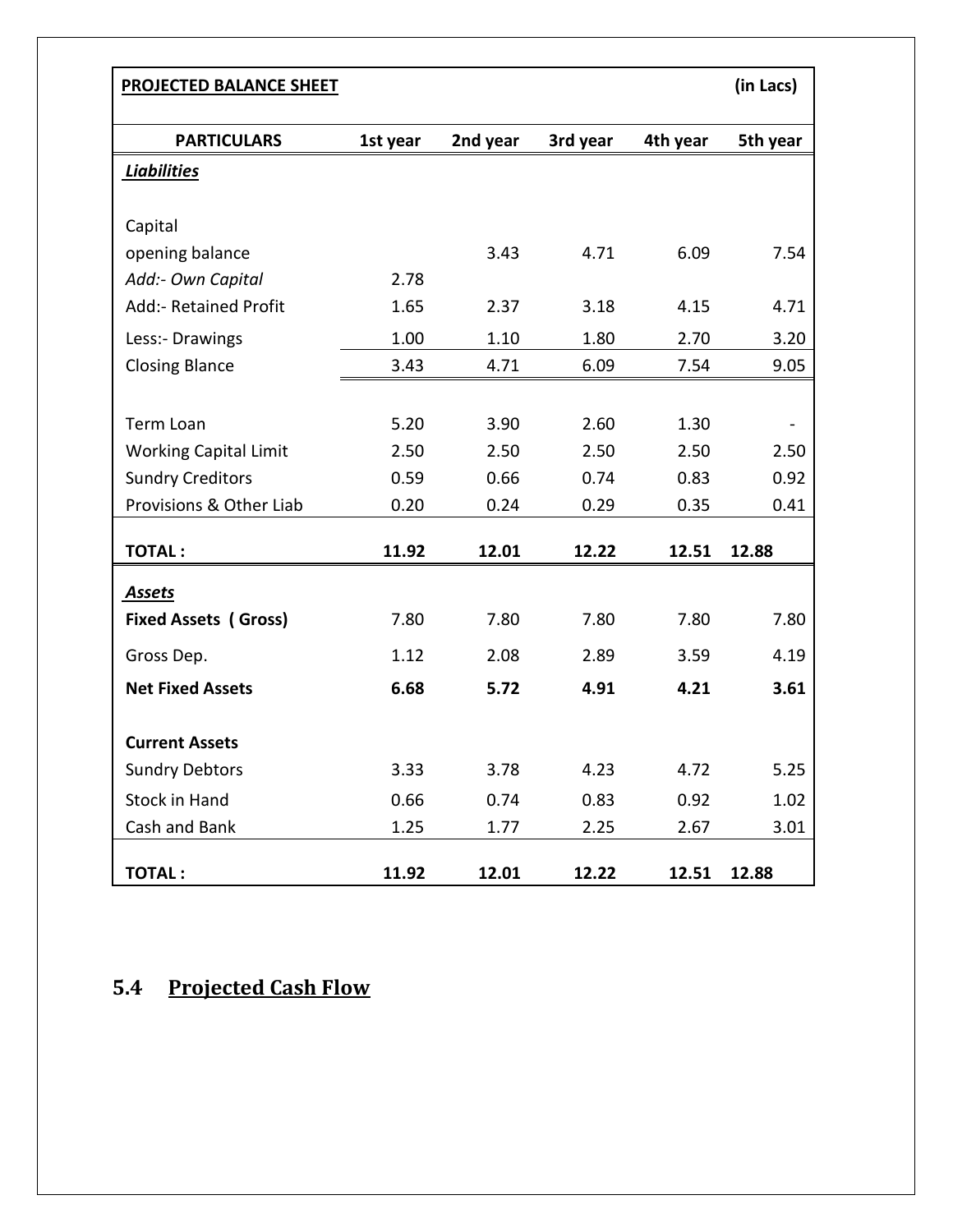| PROJECTED BALANCE SHEET | | | | | (in Lacs) |
|---|---|---|---|---|---|
| **PARTICULARS** | **1st year** | **2nd year** | **3rd year** | **4th year** | **5th year** |
| ***Liabilities*** | | | | | |
| Capital | | | | | |
| opening balance | | 3.43 | 4.71 | 6.09 | 7.54 |
| *Add:- Own Capital* | 2.78 | | | | |
| Add:- Retained Profit | 1.65 | 2.37 | 3.18 | 4.15 | 4.71 |
| Less:- Drawings | 1.00 | 1.10 | 1.80 | 2.70 | 3.20 |
| Closing Blance | 3.43 | 4.71 | 6.09 | 7.54 | 9.05 |
| | | | | | |
| Term Loan | 5.20 | 3.90 | 2.60 | 1.30 | - |
| Working Capital Limit | 2.50 | 2.50 | 2.50 | 2.50 | 2.50 |
| Sundry Creditors | 0.59 | 0.66 | 0.74 | 0.83 | 0.92 |
| Provisions & Other Liab | 0.20 | 0.24 | 0.29 | 0.35 | 0.41 |
| **TOTAL :** | **11.92** | **12.01** | **12.22** | **12.51** | **12.88** |
| ***Assets*** | | | | | |
| **Fixed Assets ( Gross)** | 7.80 | 7.80 | 7.80 | 7.80 | 7.80 |
| Gross Dep. | 1.12 | 2.08 | 2.89 | 3.59 | 4.19 |
| **Net Fixed Assets** | **6.68** | **5.72** | **4.91** | **4.21** | **3.61** |
| | | | | | |
| **Current Assets** | | | | | |
| Sundry Debtors | 3.33 | 3.78 | 4.23 | 4.72 | 5.25 |
| Stock in Hand | 0.66 | 0.74 | 0.83 | 0.92 | 1.02 |
| Cash and Bank | 1.25 | 1.77 | 2.25 | 2.67 | 3.01 |
| **TOTAL :** | **11.92** | **12.01** | **12.22** | **12.51** | **12.88** |

## 5.4 Projected Cash Flow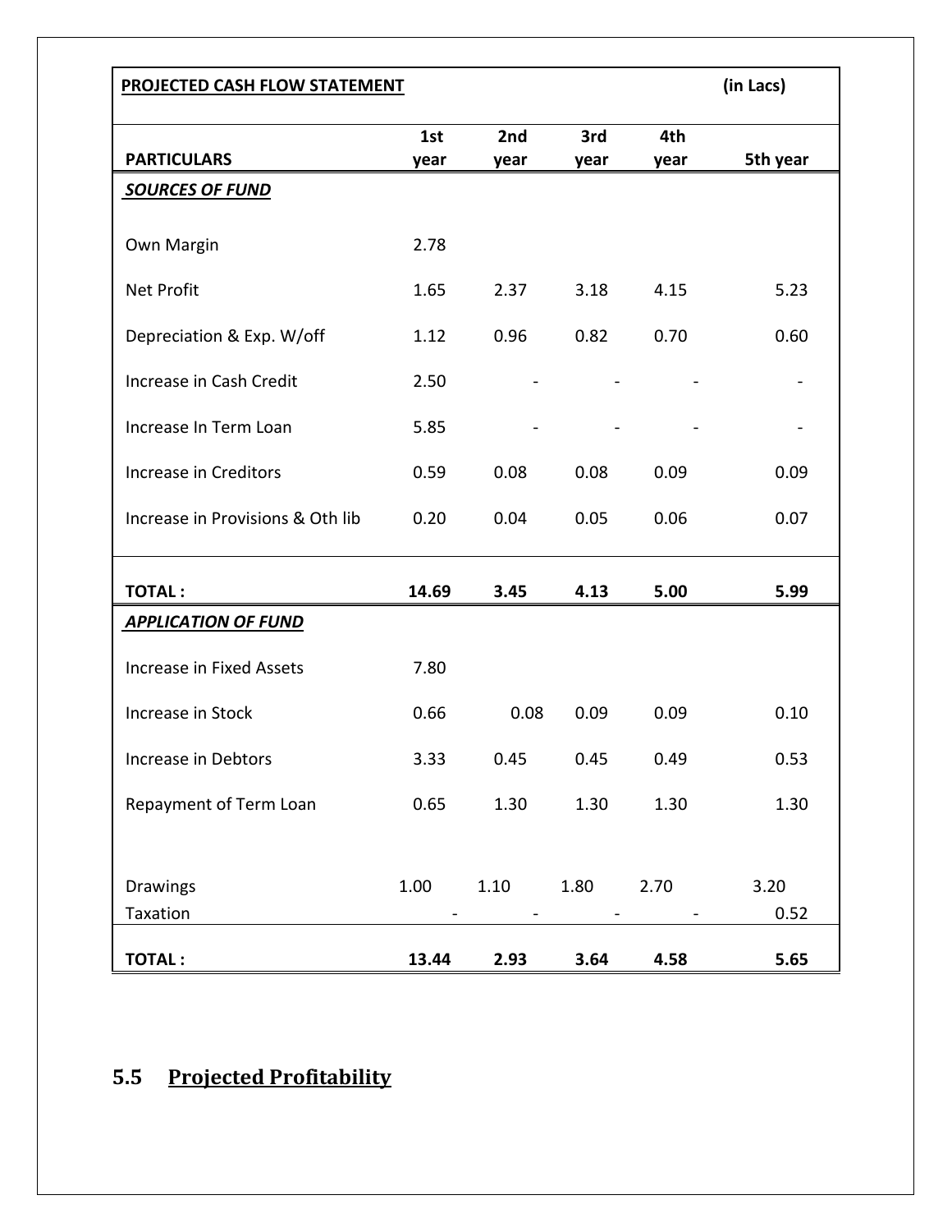| PROJECTED CASH FLOW STATEMENT | | | | | (in Lacs) |
|---|---|---|---|---|---|
| **PARTICULARS** | **1st year** | **2nd year** | **3rd year** | **4th year** | **5th year** |
| ***SOURCES OF FUND*** | | | | | |
| Own Margin | 2.78 | | | | |
| Net Profit | 1.65 | 2.37 | 3.18 | 4.15 | 5.23 |
| Depreciation & Exp. W/off | 1.12 | 0.96 | 0.82 | 0.70 | 0.60 |
| Increase in Cash Credit | 2.50 | - | - | - | - |
| Increase In Term Loan | 5.85 | - | - | - | - |
| Increase in Creditors | 0.59 | 0.08 | 0.08 | 0.09 | 0.09 |
| Increase in Provisions & Oth lib | 0.20 | 0.04 | 0.05 | 0.06 | 0.07 |
| **TOTAL :** | **14.69** | **3.45** | **4.13** | **5.00** | **5.99** |
| ***APPLICATION OF FUND*** | | | | | |
| Increase in Fixed Assets | 7.80 | | | | |
| Increase in Stock | 0.66 | 0.08 | 0.09 | 0.09 | 0.10 |
| Increase in Debtors | 3.33 | 0.45 | 0.45 | 0.49 | 0.53 |
| Repayment of Term Loan | 0.65 | 1.30 | 1.30 | 1.30 | 1.30 |
| Drawings | 1.00 | 1.10 | 1.80 | 2.70 | 3.20 |
| Taxation | - | - | - | - | 0.52 |
| **TOTAL :** | **13.44** | **2.93** | **3.64** | **4.58** | **5.65** |

## 5.5 Projected Profitability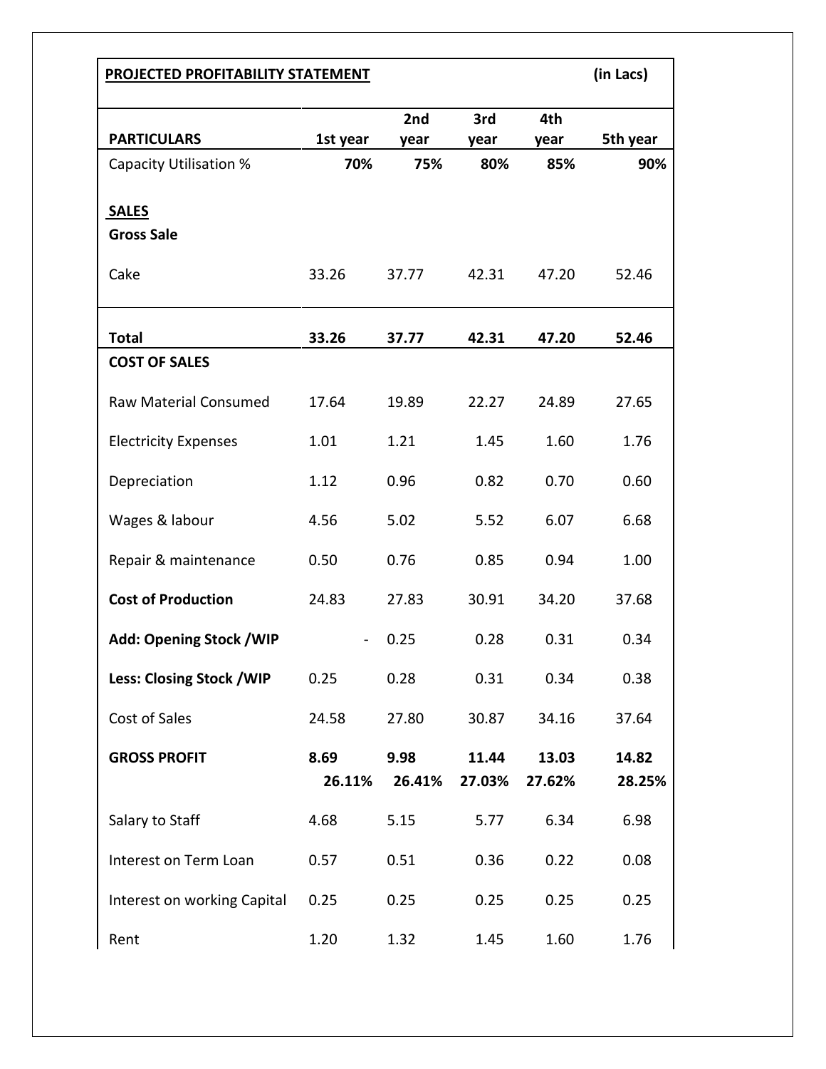| PROJECTED PROFITABILITY STATEMENT | | | | | (in Lacs) |
|---|---|---|---|---|---|
| **PARTICULARS** | **1st year** | **2nd year** | **3rd year** | **4th year** | **5th year** |
| Capacity Utilisation % | **70%** | **75%** | **80%** | **85%** | **90%** |
| **SALES** | | | | | |
| **Gross Sale** | | | | | |
| Cake | 33.26 | 37.77 | 42.31 | 47.20 | 52.46 |
| **Total** | **33.26** | **37.77** | **42.31** | **47.20** | **52.46** |
| **COST OF SALES** | | | | | |
| Raw Material Consumed | 17.64 | 19.89 | 22.27 | 24.89 | 27.65 |
| Electricity Expenses | 1.01 | 1.21 | 1.45 | 1.60 | 1.76 |
| Depreciation | 1.12 | 0.96 | 0.82 | 0.70 | 0.60 |
| Wages & labour | 4.56 | 5.02 | 5.52 | 6.07 | 6.68 |
| Repair & maintenance | 0.50 | 0.76 | 0.85 | 0.94 | 1.00 |
| **Cost of Production** | 24.83 | 27.83 | 30.91 | 34.20 | 37.68 |
| **Add: Opening Stock /WIP** | - | 0.25 | 0.28 | 0.31 | 0.34 |
| **Less: Closing Stock /WIP** | 0.25 | 0.28 | 0.31 | 0.34 | 0.38 |
| Cost of Sales | 24.58 | 27.80 | 30.87 | 34.16 | 37.64 |
| **GROSS PROFIT** | **8.69** | **9.98** | **11.44** | **13.03** | **14.82** |
| | **26.11%** | **26.41%** | **27.03%** | **27.62%** | **28.25%** |
| Salary to Staff | 4.68 | 5.15 | 5.77 | 6.34 | 6.98 |
| Interest on Term Loan | 0.57 | 0.51 | 0.36 | 0.22 | 0.08 |
| Interest on working Capital | 0.25 | 0.25 | 0.25 | 0.25 | 0.25 |
| Rent | 1.20 | 1.32 | 1.45 | 1.60 | 1.76 |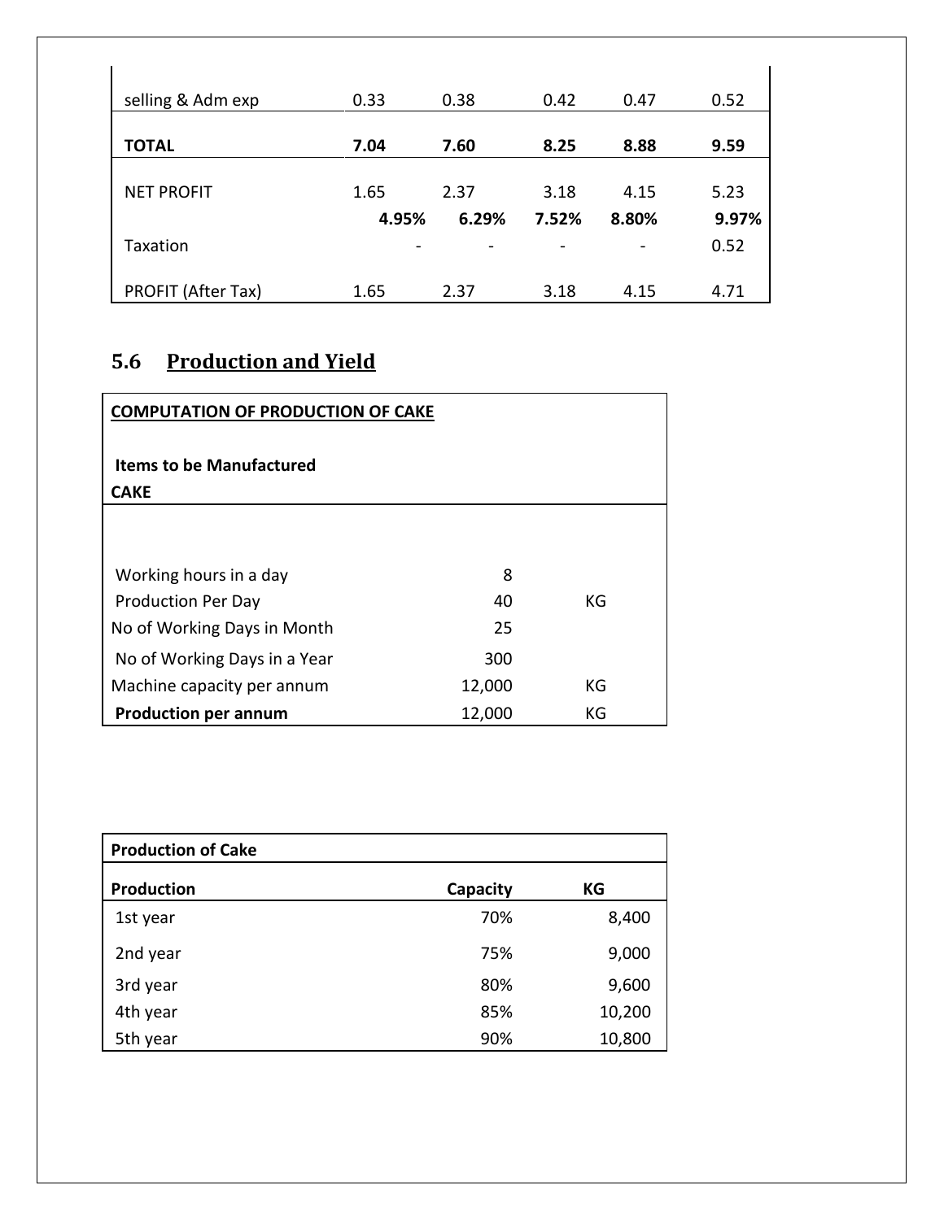| | | | | | |
|---|---|---|---|---|---|
| selling & Adm exp | 0.33 | 0.38 | 0.42 | 0.47 | 0.52 |
| **TOTAL** | **7.04** | **7.60** | **8.25** | **8.88** | **9.59** |
| NET PROFIT | 1.65 | 2.37 | 3.18 | 4.15 | 5.23 |
| | **4.95%** | **6.29%** | **7.52%** | **8.80%** | **9.97%** |
| Taxation | - | - | - | - | 0.52 |
| PROFIT (After Tax) | 1.65 | 2.37 | 3.18 | 4.15 | 4.71 |

## 5.6 Production and Yield

| **COMPUTATION OF PRODUCTION OF CAKE** | | |
|---|---|---|
| **Items to be Manufactured** | | |
| **CAKE** | | |
| Working hours in a day | 8 | |
| Production Per Day | 40 | KG |
| No of Working Days in Month | 25 | |
| No of Working Days in a Year | 300 | |
| Machine capacity per annum | 12,000 | KG |
| **Production per annum** | 12,000 | KG |

| **Production of Cake** | | |
|---|---|---|
| **Production** | **Capacity** | **KG** |
| 1st year | 70% | 8,400 |
| 2nd year | 75% | 9,000 |
| 3rd year | 80% | 9,600 |
| 4th year | 85% | 10,200 |
| 5th year | 90% | 10,800 |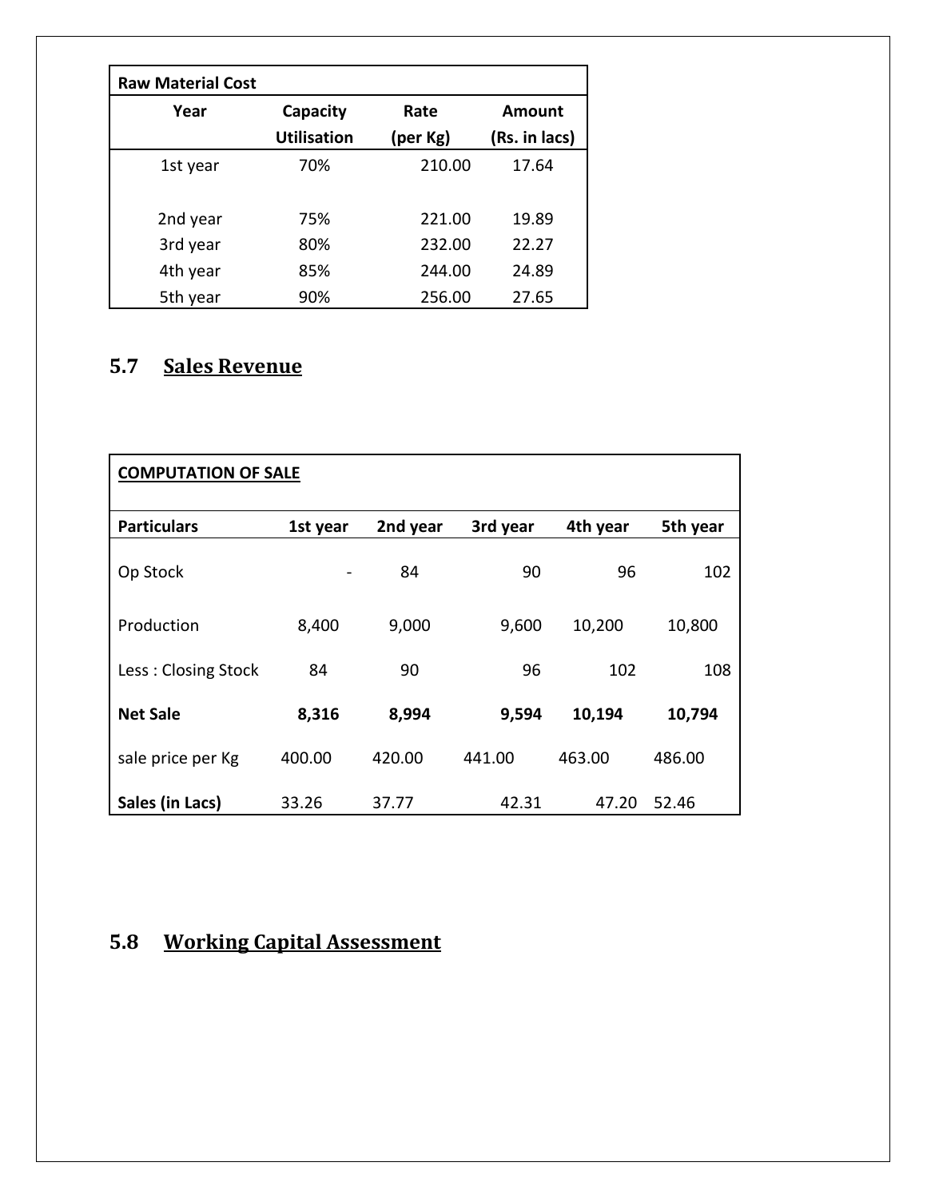| Raw Material Cost | | | |
|---|---|---|---|
| Year | Capacity Utilisation | Rate (per Kg) | Amount (Rs. in lacs) |
| 1st year | 70% | 210.00 | 17.64 |
| 2nd year | 75% | 221.00 | 19.89 |
| 3rd year | 80% | 232.00 | 22.27 |
| 4th year | 85% | 244.00 | 24.89 |
| 5th year | 90% | 256.00 | 27.65 |

## 5.7 Sales Revenue

| COMPUTATION OF SALE | | | | | |
|---|---|---|---|---|---|
| **Particulars** | **1st year** | **2nd year** | **3rd year** | **4th year** | **5th year** |
| Op Stock | - | 84 | 90 | 96 | 102 |
| Production | 8,400 | 9,000 | 9,600 | 10,200 | 10,800 |
| Less : Closing Stock | 84 | 90 | 96 | 102 | 108 |
| **Net Sale** | **8,316** | **8,994** | **9,594** | **10,194** | **10,794** |
| sale price per Kg | 400.00 | 420.00 | 441.00 | 463.00 | 486.00 |
| **Sales (in Lacs)** | 33.26 | 37.77 | 42.31 | 47.20 | 52.46 |

## 5.8 Working Capital Assessment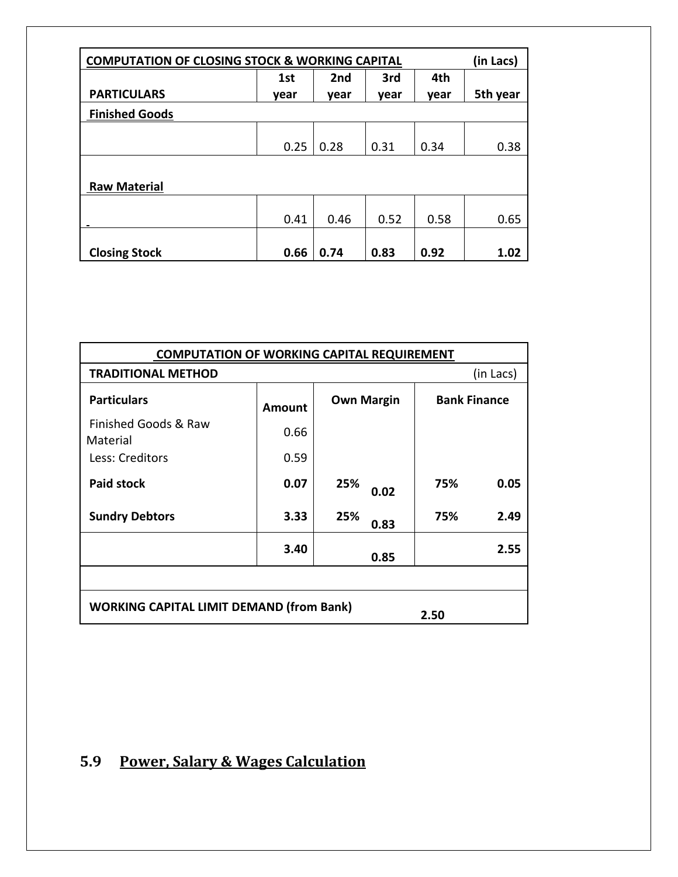| COMPUTATION OF CLOSING STOCK & WORKING CAPITAL | | | | | (in Lacs) |
|---|---|---|---|---|---|
| **PARTICULARS** | **1st year** | **2nd year** | **3rd year** | **4th year** | **5th year** |
| **Finished Goods** | | | | | |
| | 0.25 | 0.28 | 0.31 | 0.34 | 0.38 |
| **Raw Material** | | | | | |
| | 0.41 | 0.46 | 0.52 | 0.58 | 0.65 |
| **Closing Stock** | **0.66** | **0.74** | **0.83** | **0.92** | **1.02** |

| COMPUTATION OF WORKING CAPITAL REQUIREMENT | | | | | |
|---|---|---|---|---|---|
| **TRADITIONAL METHOD** | | | | | (in Lacs) |
| **Particulars** | **Amount** | **Own Margin** | | **Bank Finance** | |
| Finished Goods & Raw Material | 0.66 | | | | |
| Less: Creditors | 0.59 | | | | |
| **Paid stock** | **0.07** | **25%** | **0.02** | **75%** | **0.05** |
| **Sundry Debtors** | **3.33** | **25%** | **0.83** | **75%** | **2.49** |
| | **3.40** | | **0.85** | | **2.55** |
| | | | | | |
| **WORKING CAPITAL LIMIT DEMAND (from Bank)** | | | | **2.50** | |

## 5.9 Power, Salary & Wages Calculation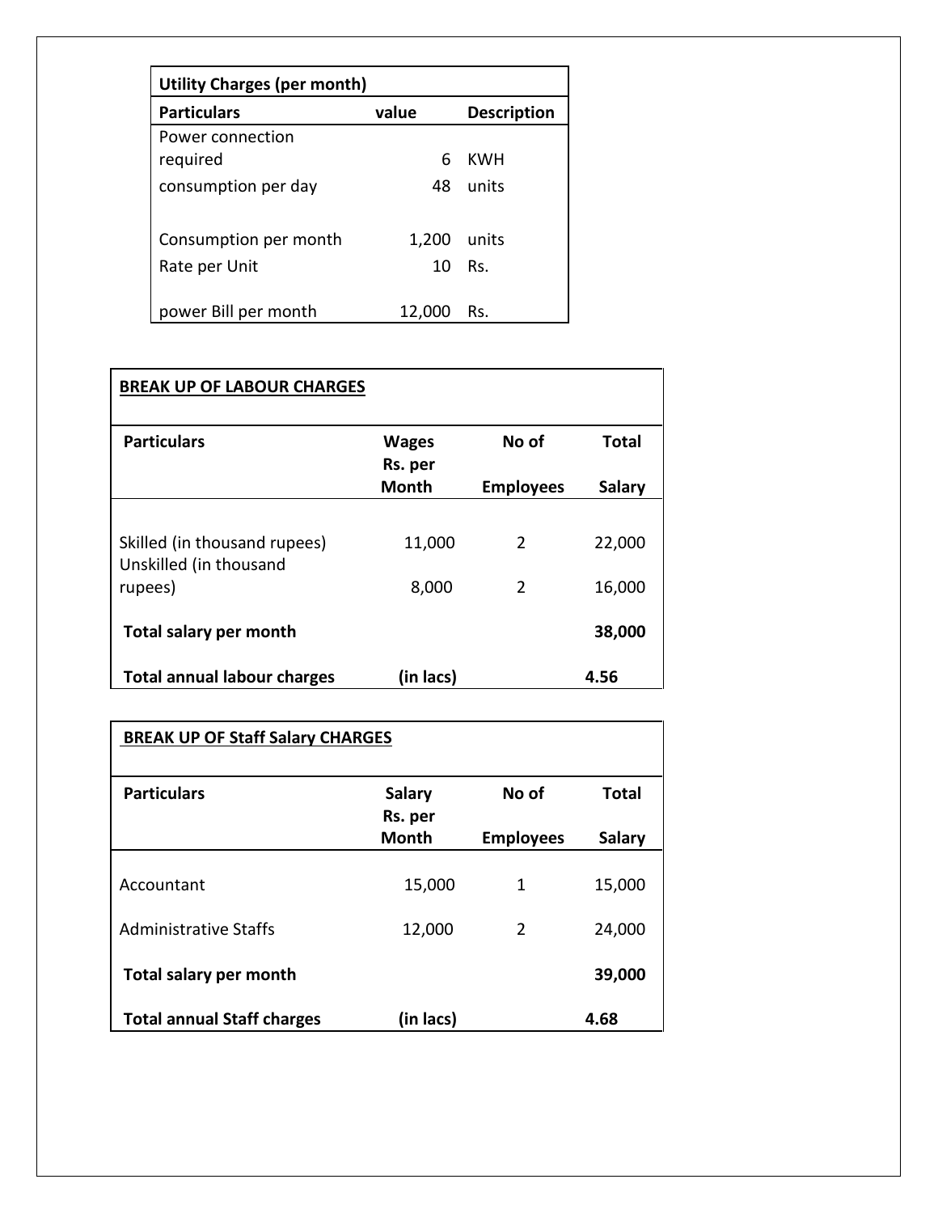| Utility Charges (per month) | | |
|---|---|---|
| **Particulars** | **value** | **Description** |
| Power connection required | 6 | KWH |
| consumption per day | 48 | units |
| Consumption per month | 1,200 | units |
| Rate per Unit | 10 | Rs. |
| power Bill per month | 12,000 | Rs. |

| **BREAK UP OF LABOUR CHARGES** | | | |
|---|---|---|---|
| **Particulars** | **Wages Rs. per Month** | **No of Employees** | **Total Salary** |
| Skilled (in thousand rupees) | 11,000 | 2 | 22,000 |
| Unskilled (in thousand rupees) | 8,000 | 2 | 16,000 |
| **Total salary per month** | | | **38,000** |
| **Total annual labour charges** | **(in lacs)** | | **4.56** |

| **BREAK UP OF Staff Salary CHARGES** | | | |
|---|---|---|---|
| **Particulars** | **Salary Rs. per Month** | **No of Employees** | **Total Salary** |
| Accountant | 15,000 | 1 | 15,000 |
| Administrative Staffs | 12,000 | 2 | 24,000 |
| **Total salary per month** | | | **39,000** |
| **Total annual Staff charges** | **(in lacs)** | | **4.68** |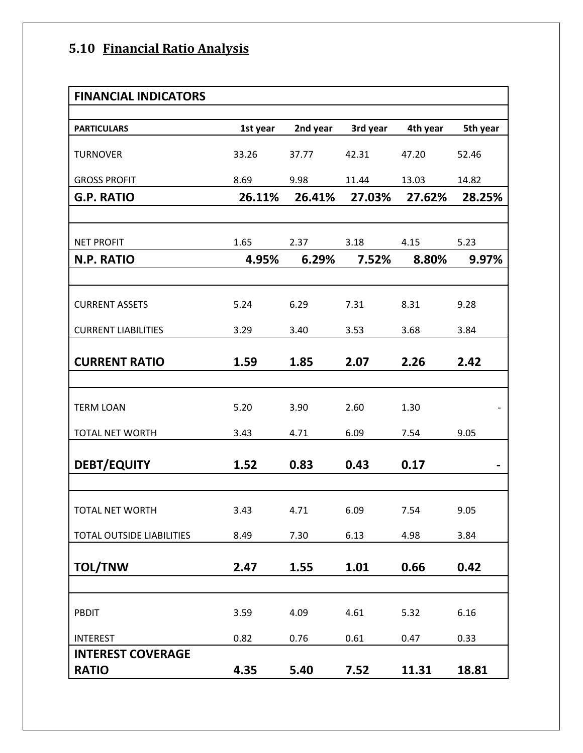## 5.10 Financial Ratio Analysis

| FINANCIAL INDICATORS | | | | | |
|---|---|---|---|---|---|
| **PARTICULARS** | **1st year** | **2nd year** | **3rd year** | **4th year** | **5th year** |
| TURNOVER | 33.26 | 37.77 | 42.31 | 47.20 | 52.46 |
| GROSS PROFIT | 8.69 | 9.98 | 11.44 | 13.03 | 14.82 |
| **G.P. RATIO** | **26.11%** | **26.41%** | **27.03%** | **27.62%** | **28.25%** |
| | | | | | |
| NET PROFIT | 1.65 | 2.37 | 3.18 | 4.15 | 5.23 |
| **N.P. RATIO** | **4.95%** | **6.29%** | **7.52%** | **8.80%** | **9.97%** |
| | | | | | |
| CURRENT ASSETS | 5.24 | 6.29 | 7.31 | 8.31 | 9.28 |
| CURRENT LIABILITIES | 3.29 | 3.40 | 3.53 | 3.68 | 3.84 |
| **CURRENT RATIO** | **1.59** | **1.85** | **2.07** | **2.26** | **2.42** |
| | | | | | |
| TERM LOAN | 5.20 | 3.90 | 2.60 | 1.30 | - |
| TOTAL NET WORTH | 3.43 | 4.71 | 6.09 | 7.54 | 9.05 |
| **DEBT/EQUITY** | **1.52** | **0.83** | **0.43** | **0.17** | **-** |
| | | | | | |
| TOTAL NET WORTH | 3.43 | 4.71 | 6.09 | 7.54 | 9.05 |
| TOTAL OUTSIDE LIABILITIES | 8.49 | 7.30 | 6.13 | 4.98 | 3.84 |
| **TOL/TNW** | **2.47** | **1.55** | **1.01** | **0.66** | **0.42** |
| | | | | | |
| PBDIT | 3.59 | 4.09 | 4.61 | 5.32 | 6.16 |
| INTEREST | 0.82 | 0.76 | 0.61 | 0.47 | 0.33 |
| **INTEREST COVERAGE RATIO** | **4.35** | **5.40** | **7.52** | **11.31** | **18.81** |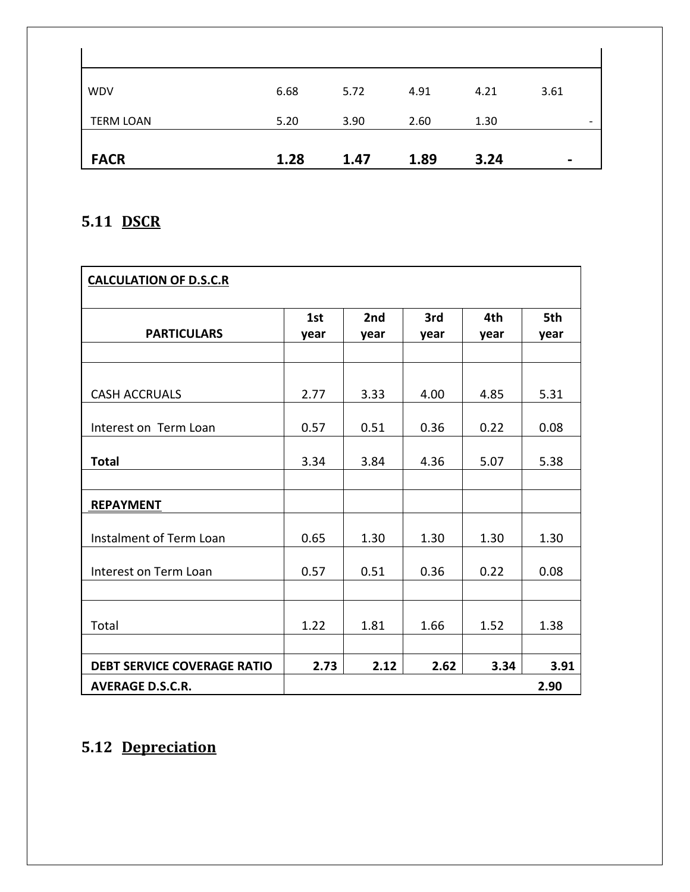| | | | | | |
|---|---|---|---|---|---|
| WDV | 6.68 | 5.72 | 4.91 | 4.21 | 3.61 |
| TERM LOAN | 5.20 | 3.90 | 2.60 | 1.30 | - |
| **FACR** | **1.28** | **1.47** | **1.89** | **3.24** | **-** |

## 5.11 DSCR

| **CALCULATION OF D.S.C.R** | | | | | |
|---|---|---|---|---|---|
| **PARTICULARS** | **1st year** | **2nd year** | **3rd year** | **4th year** | **5th year** |
| | | | | | |
| CASH ACCRUALS | 2.77 | 3.33 | 4.00 | 4.85 | 5.31 |
| Interest on Term Loan | 0.57 | 0.51 | 0.36 | 0.22 | 0.08 |
| **Total** | 3.34 | 3.84 | 4.36 | 5.07 | 5.38 |
| | | | | | |
| **REPAYMENT** | | | | | |
| Instalment of Term Loan | 0.65 | 1.30 | 1.30 | 1.30 | 1.30 |
| Interest on Term Loan | 0.57 | 0.51 | 0.36 | 0.22 | 0.08 |
| | | | | | |
| Total | 1.22 | 1.81 | 1.66 | 1.52 | 1.38 |
| | | | | | |
| **DEBT SERVICE COVERAGE RATIO** | **2.73** | **2.12** | **2.62** | **3.34** | **3.91** |
| **AVERAGE D.S.C.R.** | | | | | **2.90** |

## 5.12 Depreciation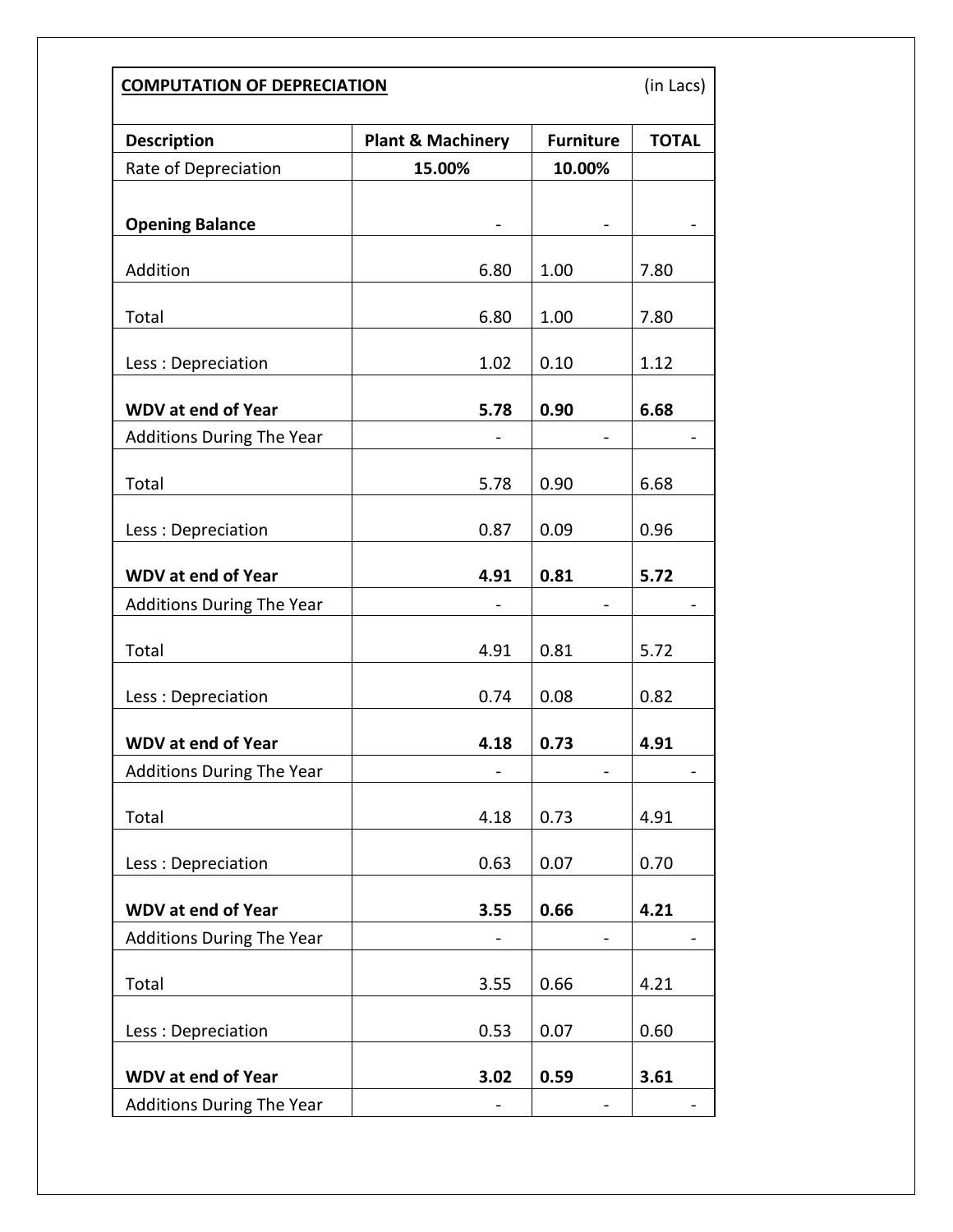| **COMPUTATION OF DEPRECIATION** | | | (in Lacs) |
|---|---|---|---|
| **Description** | **Plant & Machinery** | **Furniture** | **TOTAL** |
| Rate of Depreciation | **15.00%** | **10.00%** | |
| **Opening Balance** | - | - | - |
| Addition | 6.80 | 1.00 | 7.80 |
| Total | 6.80 | 1.00 | 7.80 |
| Less : Depreciation | 1.02 | 0.10 | 1.12 |
| **WDV at end of Year** | **5.78** | **0.90** | **6.68** |
| Additions During The Year | - | - | - |
| Total | 5.78 | 0.90 | 6.68 |
| Less : Depreciation | 0.87 | 0.09 | 0.96 |
| **WDV at end of Year** | **4.91** | **0.81** | **5.72** |
| Additions During The Year | - | - | - |
| Total | 4.91 | 0.81 | 5.72 |
| Less : Depreciation | 0.74 | 0.08 | 0.82 |
| **WDV at end of Year** | **4.18** | **0.73** | **4.91** |
| Additions During The Year | - | - | - |
| Total | 4.18 | 0.73 | 4.91 |
| Less : Depreciation | 0.63 | 0.07 | 0.70 |
| **WDV at end of Year** | **3.55** | **0.66** | **4.21** |
| Additions During The Year | - | - | - |
| Total | 3.55 | 0.66 | 4.21 |
| Less : Depreciation | 0.53 | 0.07 | 0.60 |
| **WDV at end of Year** | **3.02** | **0.59** | **3.61** |
| Additions During The Year | - | - | - |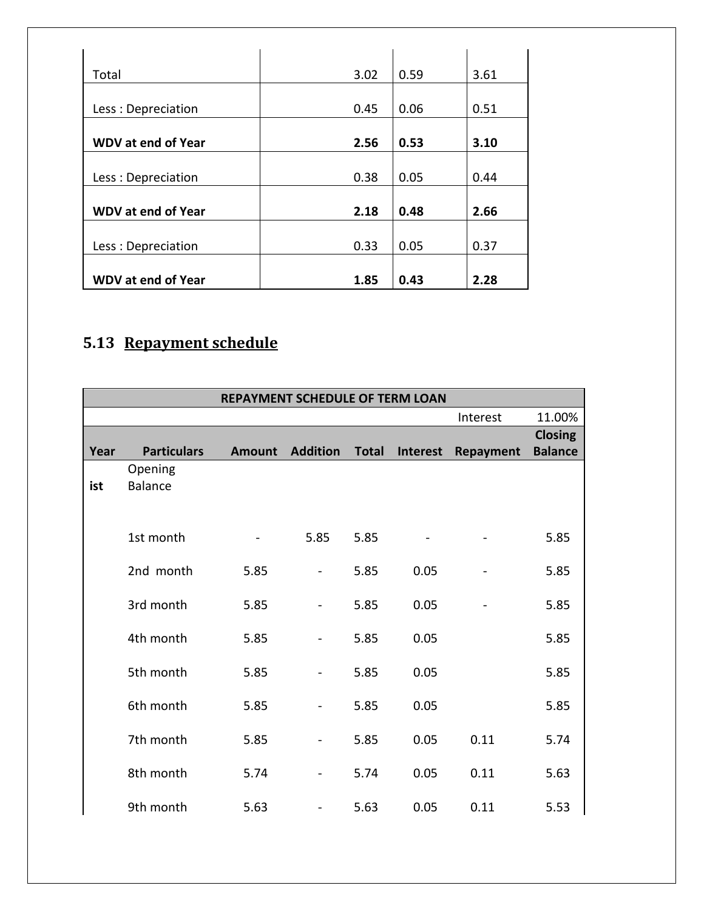| | | | |
|---|---|---|---|
| Total | 3.02 | 0.59 | 3.61 |
| Less : Depreciation | 0.45 | 0.06 | 0.51 |
| **WDV at end of Year** | **2.56** | **0.53** | **3.10** |
| Less : Depreciation | 0.38 | 0.05 | 0.44 |
| **WDV at end of Year** | **2.18** | **0.48** | **2.66** |
| Less : Depreciation | 0.33 | 0.05 | 0.37 |
| **WDV at end of Year** | **1.85** | **0.43** | **2.28** |

## 5.13 Repayment schedule

| **REPAYMENT SCHEDULE OF TERM LOAN** | | | | | | | |
|---|---|---|---|---|---|---|---|
| | | | | | | Interest | 11.00% |
| **Year** | **Particulars** | **Amount** | **Addition** | **Total** | **Interest** | **Repayment** | **Closing Balance** |
| **ist** | Opening Balance | | | | | | |
| | 1st month | - | 5.85 | 5.85 | - | - | 5.85 |
| | 2nd month | 5.85 | - | 5.85 | 0.05 | - | 5.85 |
| | 3rd month | 5.85 | - | 5.85 | 0.05 | - | 5.85 |
| | 4th month | 5.85 | - | 5.85 | 0.05 | | 5.85 |
| | 5th month | 5.85 | - | 5.85 | 0.05 | | 5.85 |
| | 6th month | 5.85 | - | 5.85 | 0.05 | | 5.85 |
| | 7th month | 5.85 | - | 5.85 | 0.05 | 0.11 | 5.74 |
| | 8th month | 5.74 | - | 5.74 | 0.05 | 0.11 | 5.63 |
| | 9th month | 5.63 | - | 5.63 | 0.05 | 0.11 | 5.53 |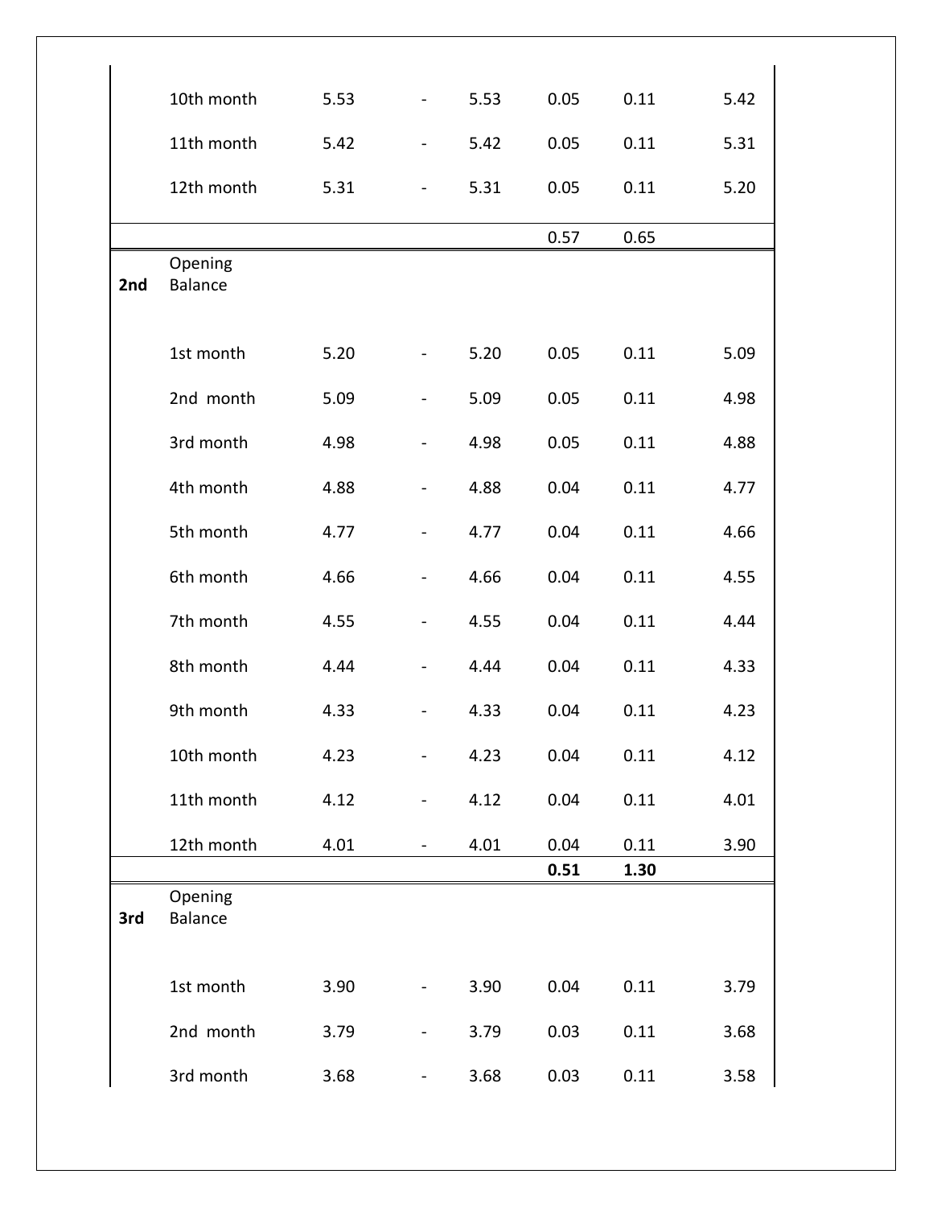| | | | | | | | |
|---|---|---|---|---|---|---|---|
| | 10th month | 5.53 | - | 5.53 | 0.05 | 0.11 | 5.42 |
| | 11th month | 5.42 | - | 5.42 | 0.05 | 0.11 | 5.31 |
| | 12th month | 5.31 | - | 5.31 | 0.05 | 0.11 | 5.20 |
| | | | | | 0.57 | 0.65 | |
| **2nd** | Opening Balance | | | | | | |
| | 1st month | 5.20 | - | 5.20 | 0.05 | 0.11 | 5.09 |
| | 2nd month | 5.09 | - | 5.09 | 0.05 | 0.11 | 4.98 |
| | 3rd month | 4.98 | - | 4.98 | 0.05 | 0.11 | 4.88 |
| | 4th month | 4.88 | - | 4.88 | 0.04 | 0.11 | 4.77 |
| | 5th month | 4.77 | - | 4.77 | 0.04 | 0.11 | 4.66 |
| | 6th month | 4.66 | - | 4.66 | 0.04 | 0.11 | 4.55 |
| | 7th month | 4.55 | - | 4.55 | 0.04 | 0.11 | 4.44 |
| | 8th month | 4.44 | - | 4.44 | 0.04 | 0.11 | 4.33 |
| | 9th month | 4.33 | - | 4.33 | 0.04 | 0.11 | 4.23 |
| | 10th month | 4.23 | - | 4.23 | 0.04 | 0.11 | 4.12 |
| | 11th month | 4.12 | - | 4.12 | 0.04 | 0.11 | 4.01 |
| | 12th month | 4.01 | - | 4.01 | 0.04 | 0.11 | 3.90 |
| | | | | | **0.51** | **1.30** | |
| **3rd** | Opening Balance | | | | | | |
| | 1st month | 3.90 | - | 3.90 | 0.04 | 0.11 | 3.79 |
| | 2nd month | 3.79 | - | 3.79 | 0.03 | 0.11 | 3.68 |
| | 3rd month | 3.68 | - | 3.68 | 0.03 | 0.11 | 3.58 |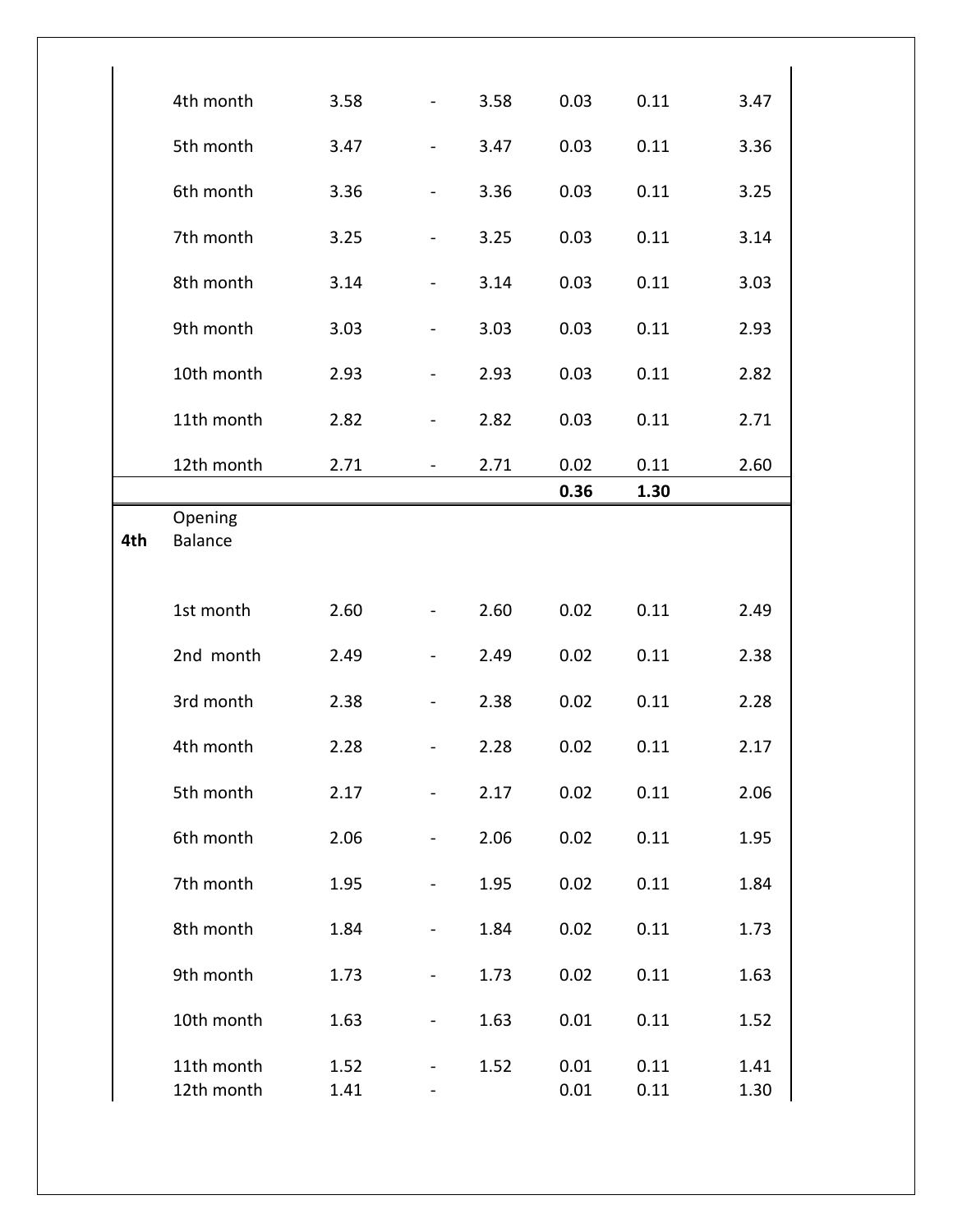| | | | | | | | |
|---|---|---|---|---|---|---|---|
| | 4th month | 3.58 | - | 3.58 | 0.03 | 0.11 | 3.47 |
| | 5th month | 3.47 | - | 3.47 | 0.03 | 0.11 | 3.36 |
| | 6th month | 3.36 | - | 3.36 | 0.03 | 0.11 | 3.25 |
| | 7th month | 3.25 | - | 3.25 | 0.03 | 0.11 | 3.14 |
| | 8th month | 3.14 | - | 3.14 | 0.03 | 0.11 | 3.03 |
| | 9th month | 3.03 | - | 3.03 | 0.03 | 0.11 | 2.93 |
| | 10th month | 2.93 | - | 2.93 | 0.03 | 0.11 | 2.82 |
| | 11th month | 2.82 | - | 2.82 | 0.03 | 0.11 | 2.71 |
| | 12th month | 2.71 | - | 2.71 | 0.02 | 0.11 | 2.60 |
| | | | | | **0.36** | **1.30** | |
| **4th** | Opening Balance | | | | | | |
| | 1st month | 2.60 | - | 2.60 | 0.02 | 0.11 | 2.49 |
| | 2nd month | 2.49 | - | 2.49 | 0.02 | 0.11 | 2.38 |
| | 3rd month | 2.38 | - | 2.38 | 0.02 | 0.11 | 2.28 |
| | 4th month | 2.28 | - | 2.28 | 0.02 | 0.11 | 2.17 |
| | 5th month | 2.17 | - | 2.17 | 0.02 | 0.11 | 2.06 |
| | 6th month | 2.06 | - | 2.06 | 0.02 | 0.11 | 1.95 |
| | 7th month | 1.95 | - | 1.95 | 0.02 | 0.11 | 1.84 |
| | 8th month | 1.84 | - | 1.84 | 0.02 | 0.11 | 1.73 |
| | 9th month | 1.73 | - | 1.73 | 0.02 | 0.11 | 1.63 |
| | 10th month | 1.63 | - | 1.63 | 0.01 | 0.11 | 1.52 |
| | 11th month | 1.52 | - | 1.52 | 0.01 | 0.11 | 1.41 |
| | 12th month | 1.41 | - | | 0.01 | 0.11 | 1.30 |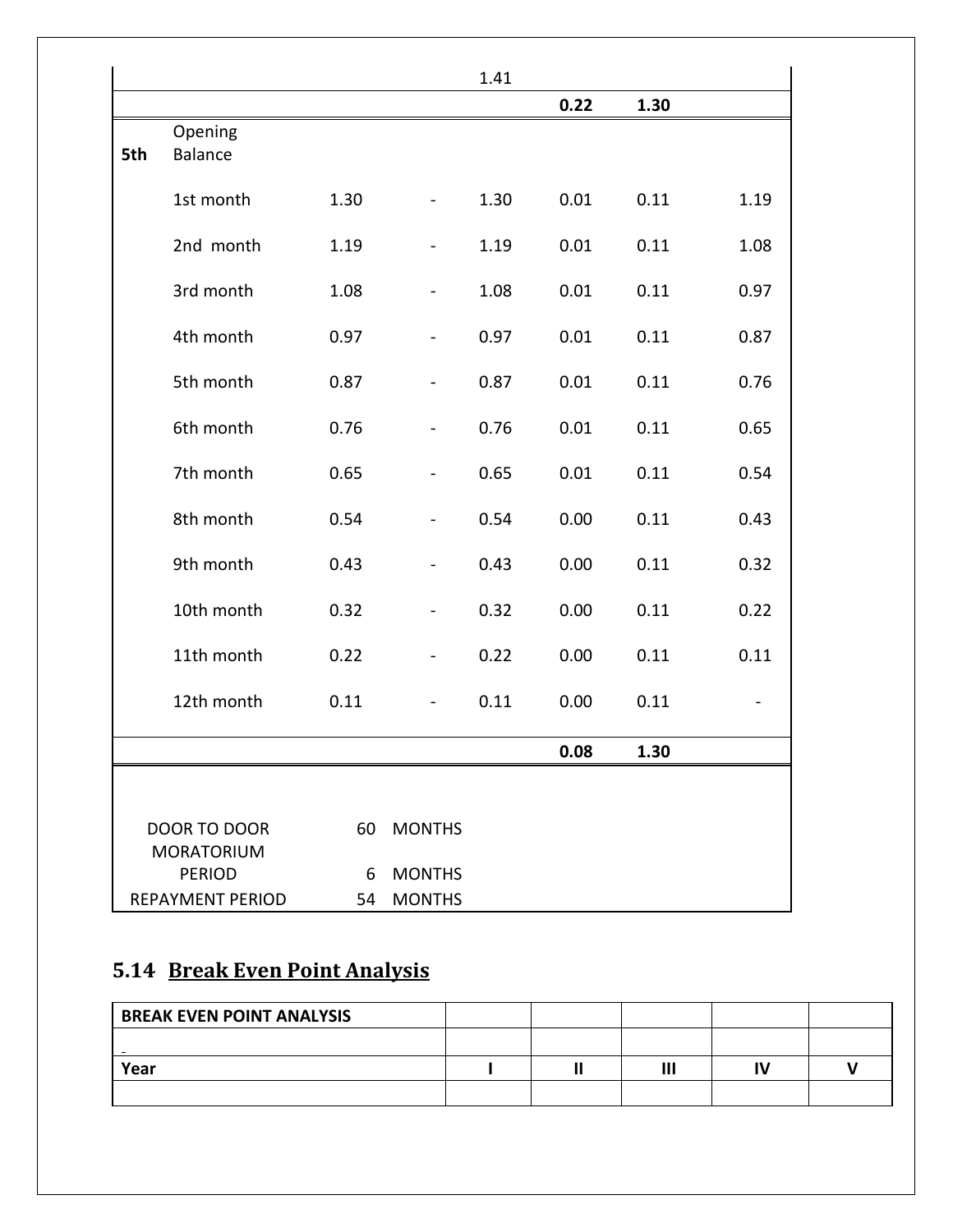| | | | | | | | |
|---|---|---|---|---|---|---|---|
| | | | | 1.41 | | | |
| | | | | | **0.22** | **1.30** | |
| **5th** | Opening Balance | | | | | | |
| | 1st month | 1.30 | - | 1.30 | 0.01 | 0.11 | 1.19 |
| | 2nd month | 1.19 | - | 1.19 | 0.01 | 0.11 | 1.08 |
| | 3rd month | 1.08 | - | 1.08 | 0.01 | 0.11 | 0.97 |
| | 4th month | 0.97 | - | 0.97 | 0.01 | 0.11 | 0.87 |
| | 5th month | 0.87 | - | 0.87 | 0.01 | 0.11 | 0.76 |
| | 6th month | 0.76 | - | 0.76 | 0.01 | 0.11 | 0.65 |
| | 7th month | 0.65 | - | 0.65 | 0.01 | 0.11 | 0.54 |
| | 8th month | 0.54 | - | 0.54 | 0.00 | 0.11 | 0.43 |
| | 9th month | 0.43 | - | 0.43 | 0.00 | 0.11 | 0.32 |
| | 10th month | 0.32 | - | 0.32 | 0.00 | 0.11 | 0.22 |
| | 11th month | 0.22 | - | 0.22 | 0.00 | 0.11 | 0.11 |
| | 12th month | 0.11 | - | 0.11 | 0.00 | 0.11 | - |
| | | | | | **0.08** | **1.30** | |

| | | |
|---|---|---|
| DOOR TO DOOR | 60 | MONTHS |
| MORATORIUM PERIOD | 6 | MONTHS |
| REPAYMENT PERIOD | 54 | MONTHS |

## 5.14 Break Even Point Analysis

| **BREAK EVEN POINT ANALYSIS** | | | | | |
|---|---|---|---|---|---|
| | | | | | |
| **Year** | **I** | **II** | **III** | **IV** | **V** |
| | | | | | |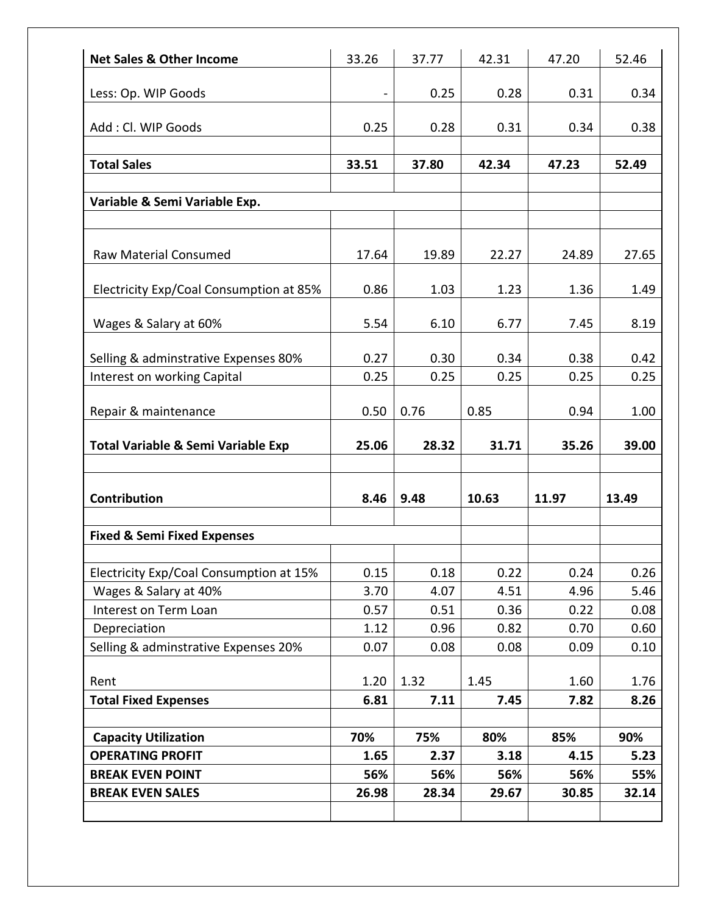| Net Sales & Other Income | 33.26 | 37.77 | 42.31 | 47.20 | 52.46 |
|---|---|---|---|---|---|
| Less: Op. WIP Goods | - | 0.25 | 0.28 | 0.31 | 0.34 |
| Add : Cl. WIP Goods | 0.25 | 0.28 | 0.31 | 0.34 | 0.38 |
| | | | | | |
| **Total Sales** | **33.51** | **37.80** | **42.34** | **47.23** | **52.49** |
| | | | | | |
| **Variable & Semi Variable Exp.** | | | | | |
| | | | | | |
| Raw Material Consumed | 17.64 | 19.89 | 22.27 | 24.89 | 27.65 |
| Electricity Exp/Coal Consumption at 85% | 0.86 | 1.03 | 1.23 | 1.36 | 1.49 |
| Wages & Salary at 60% | 5.54 | 6.10 | 6.77 | 7.45 | 8.19 |
| Selling & adminstrative Expenses 80% | 0.27 | 0.30 | 0.34 | 0.38 | 0.42 |
| Interest on working Capital | 0.25 | 0.25 | 0.25 | 0.25 | 0.25 |
| Repair & maintenance | 0.50 | 0.76 | 0.85 | 0.94 | 1.00 |
| **Total Variable & Semi Variable Exp** | **25.06** | **28.32** | **31.71** | **35.26** | **39.00** |
| | | | | | |
| **Contribution** | **8.46** | **9.48** | **10.63** | **11.97** | **13.49** |
| | | | | | |
| **Fixed & Semi Fixed Expenses** | | | | | |
| | | | | | |
| Electricity Exp/Coal Consumption at 15% | 0.15 | 0.18 | 0.22 | 0.24 | 0.26 |
| Wages & Salary at 40% | 3.70 | 4.07 | 4.51 | 4.96 | 5.46 |
| Interest on Term Loan | 0.57 | 0.51 | 0.36 | 0.22 | 0.08 |
| Depreciation | 1.12 | 0.96 | 0.82 | 0.70 | 0.60 |
| Selling & adminstrative Expenses 20% | 0.07 | 0.08 | 0.08 | 0.09 | 0.10 |
| Rent | 1.20 | 1.32 | 1.45 | 1.60 | 1.76 |
| **Total Fixed Expenses** | **6.81** | **7.11** | **7.45** | **7.82** | **8.26** |
| | | | | | |
| **Capacity Utilization** | **70%** | **75%** | **80%** | **85%** | **90%** |
| **OPERATING PROFIT** | **1.65** | **2.37** | **3.18** | **4.15** | **5.23** |
| **BREAK EVEN POINT** | **56%** | **56%** | **56%** | **56%** | **55%** |
| **BREAK EVEN SALES** | **26.98** | **28.34** | **29.67** | **30.85** | **32.14** |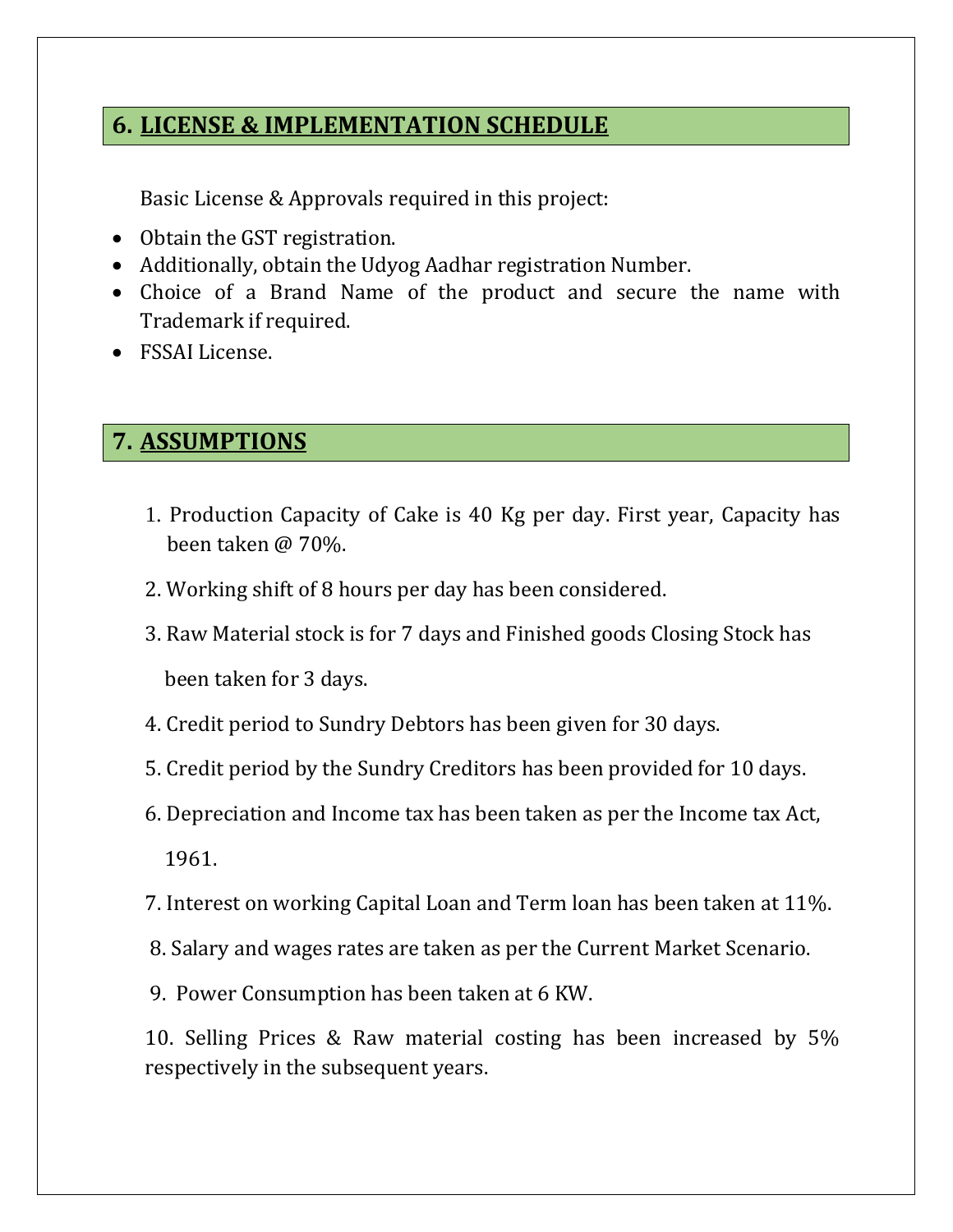## 6. LICENSE & IMPLEMENTATION SCHEDULE

Basic License & Approvals required in this project:

- Obtain the GST registration.
- Additionally, obtain the Udyog Aadhar registration Number.
- Choice of a Brand Name of the product and secure the name with Trademark if required.
- FSSAI License.

## 7. ASSUMPTIONS

1. Production Capacity of Cake is 40 Kg per day. First year, Capacity has been taken @ 70%.
2. Working shift of 8 hours per day has been considered.
3. Raw Material stock is for 7 days and Finished goods Closing Stock has been taken for 3 days.
4. Credit period to Sundry Debtors has been given for 30 days.
5. Credit period by the Sundry Creditors has been provided for 10 days.
6. Depreciation and Income tax has been taken as per the Income tax Act, 1961.
7. Interest on working Capital Loan and Term loan has been taken at 11%.
8. Salary and wages rates are taken as per the Current Market Scenario.
9. Power Consumption has been taken at 6 KW.
10. Selling Prices & Raw material costing has been increased by 5% respectively in the subsequent years.